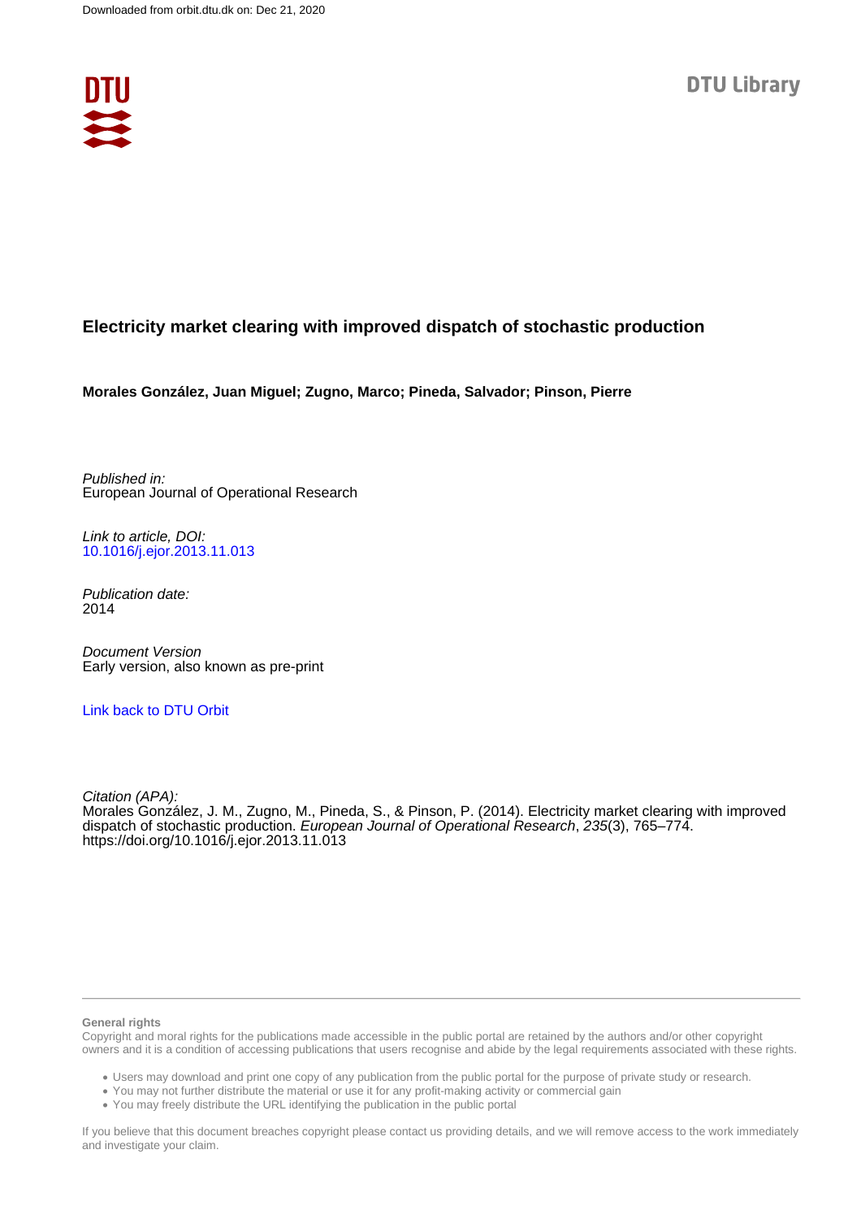Downloaded from orbit.dtu.dk on: Dec 21, 2020

DTU Library

# Electricity market clearing with improved dispatch of stochastic production

**Morales González, Juan Miguel; Zugno, Marco; Pineda, Salvador; Pinson, Pierre**

*Published in:*
European Journal of Operational Research

*Link to article, DOI:*
10.1016/j.ejor.2013.11.013

*Publication date:*
2014

*Document Version*
Early version, also known as pre-print

Link back to DTU Orbit

*Citation (APA):*
Morales González, J. M., Zugno, M., Pineda, S., & Pinson, P. (2014). Electricity market clearing with improved dispatch of stochastic production. *European Journal of Operational Research*, *235*(3), 765–774. https://doi.org/10.1016/j.ejor.2013.11.013

**General rights**

Copyright and moral rights for the publications made accessible in the public portal are retained by the authors and/or other copyright owners and it is a condition of accessing publications that users recognise and abide by the legal requirements associated with these rights.

- Users may download and print one copy of any publication from the public portal for the purpose of private study or research.
- You may not further distribute the material or use it for any profit-making activity or commercial gain
- You may freely distribute the URL identifying the publication in the public portal

If you believe that this document breaches copyright please contact us providing details, and we will remove access to the work immediately and investigate your claim.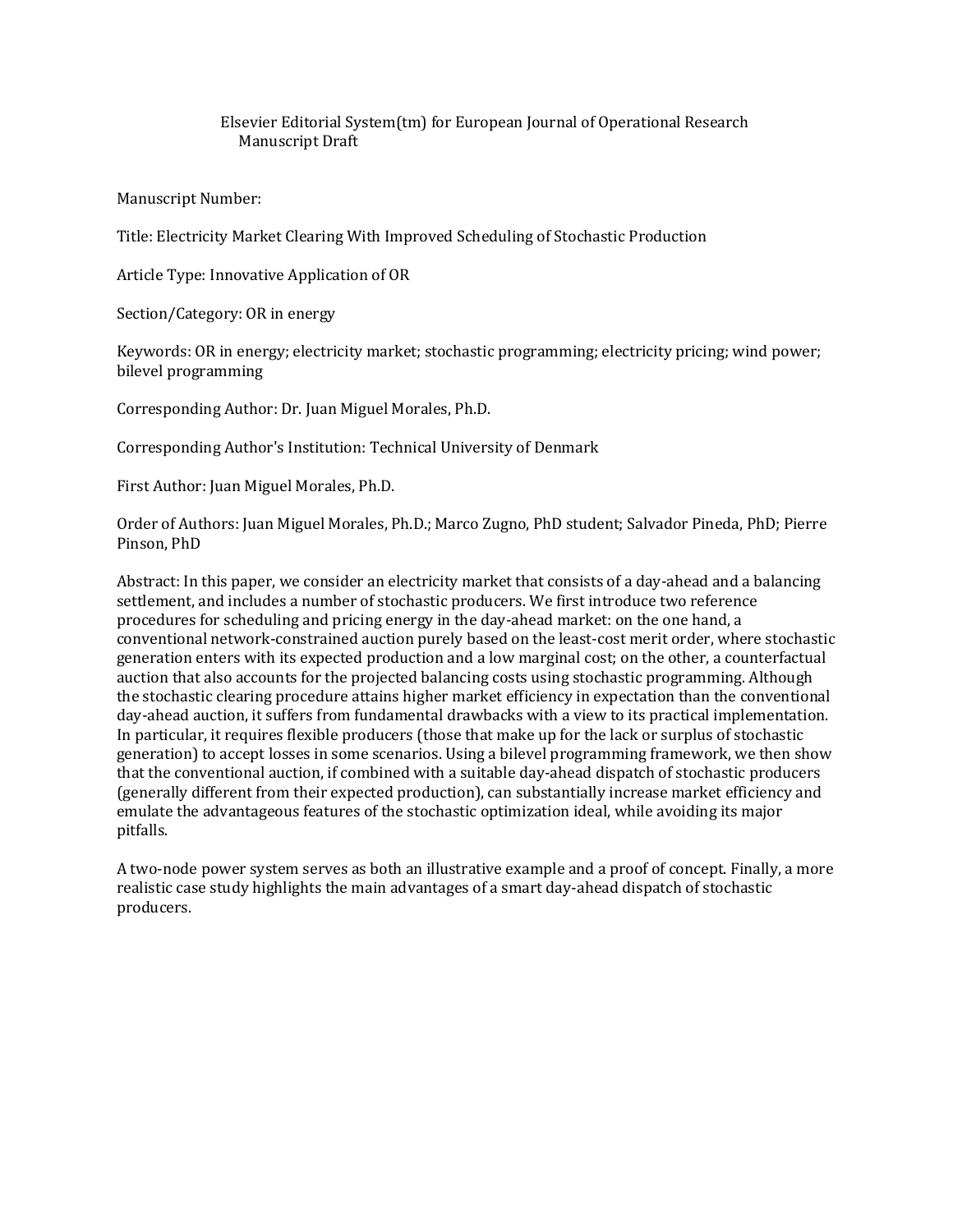Elsevier Editorial System(tm) for European Journal of Operational Research
Manuscript Draft

Manuscript Number:

Title: Electricity Market Clearing With Improved Scheduling of Stochastic Production

Article Type: Innovative Application of OR

Section/Category: OR in energy

Keywords: OR in energy; electricity market; stochastic programming; electricity pricing; wind power; bilevel programming

Corresponding Author: Dr. Juan Miguel Morales, Ph.D.

Corresponding Author's Institution: Technical University of Denmark

First Author: Juan Miguel Morales, Ph.D.

Order of Authors: Juan Miguel Morales, Ph.D.; Marco Zugno, PhD student; Salvador Pineda, PhD; Pierre Pinson, PhD

Abstract: In this paper, we consider an electricity market that consists of a day-ahead and a balancing settlement, and includes a number of stochastic producers. We first introduce two reference procedures for scheduling and pricing energy in the day-ahead market: on the one hand, a conventional network-constrained auction purely based on the least-cost merit order, where stochastic generation enters with its expected production and a low marginal cost; on the other, a counterfactual auction that also accounts for the projected balancing costs using stochastic programming. Although the stochastic clearing procedure attains higher market efficiency in expectation than the conventional day-ahead auction, it suffers from fundamental drawbacks with a view to its practical implementation. In particular, it requires flexible producers (those that make up for the lack or surplus of stochastic generation) to accept losses in some scenarios. Using a bilevel programming framework, we then show that the conventional auction, if combined with a suitable day-ahead dispatch of stochastic producers (generally different from their expected production), can substantially increase market efficiency and emulate the advantageous features of the stochastic optimization ideal, while avoiding its major pitfalls.

A two-node power system serves as both an illustrative example and a proof of concept. Finally, a more realistic case study highlights the main advantages of a smart day-ahead dispatch of stochastic producers.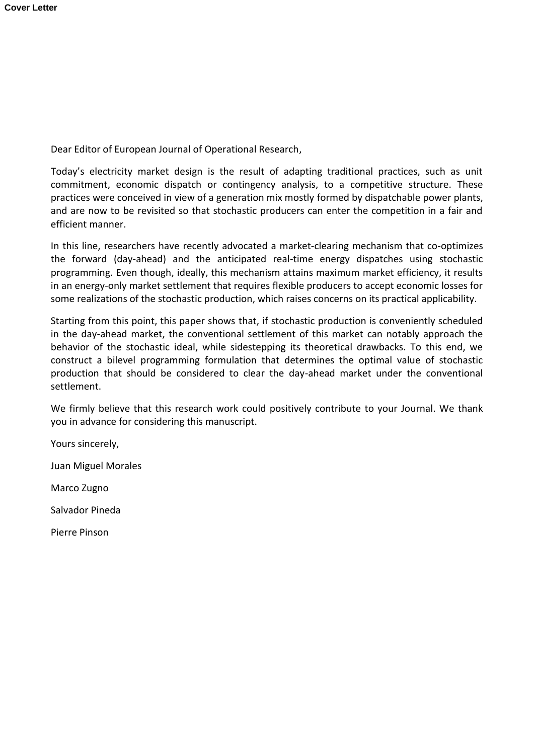Cover Letter

Dear Editor of European Journal of Operational Research,

Today's electricity market design is the result of adapting traditional practices, such as unit commitment, economic dispatch or contingency analysis, to a competitive structure. These practices were conceived in view of a generation mix mostly formed by dispatchable power plants, and are now to be revisited so that stochastic producers can enter the competition in a fair and efficient manner.

In this line, researchers have recently advocated a market-clearing mechanism that co-optimizes the forward (day-ahead) and the anticipated real-time energy dispatches using stochastic programming. Even though, ideally, this mechanism attains maximum market efficiency, it results in an energy-only market settlement that requires flexible producers to accept economic losses for some realizations of the stochastic production, which raises concerns on its practical applicability.

Starting from this point, this paper shows that, if stochastic production is conveniently scheduled in the day-ahead market, the conventional settlement of this market can notably approach the behavior of the stochastic ideal, while sidestepping its theoretical drawbacks. To this end, we construct a bilevel programming formulation that determines the optimal value of stochastic production that should be considered to clear the day-ahead market under the conventional settlement.

We firmly believe that this research work could positively contribute to your Journal. We thank you in advance for considering this manuscript.

Yours sincerely,

Juan Miguel Morales

Marco Zugno

Salvador Pineda

Pierre Pinson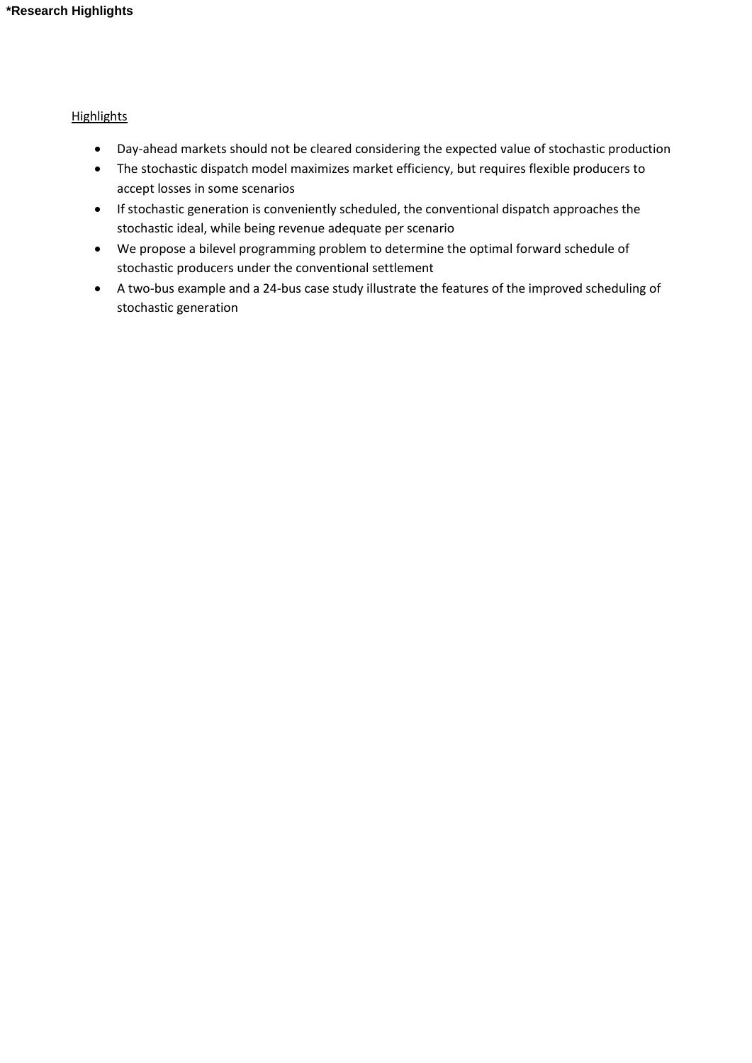**\*Research Highlights**

Highlights

- Day-ahead markets should not be cleared considering the expected value of stochastic production
- The stochastic dispatch model maximizes market efficiency, but requires flexible producers to accept losses in some scenarios
- If stochastic generation is conveniently scheduled, the conventional dispatch approaches the stochastic ideal, while being revenue adequate per scenario
- We propose a bilevel programming problem to determine the optimal forward schedule of stochastic producers under the conventional settlement
- A two-bus example and a 24-bus case study illustrate the features of the improved scheduling of stochastic generation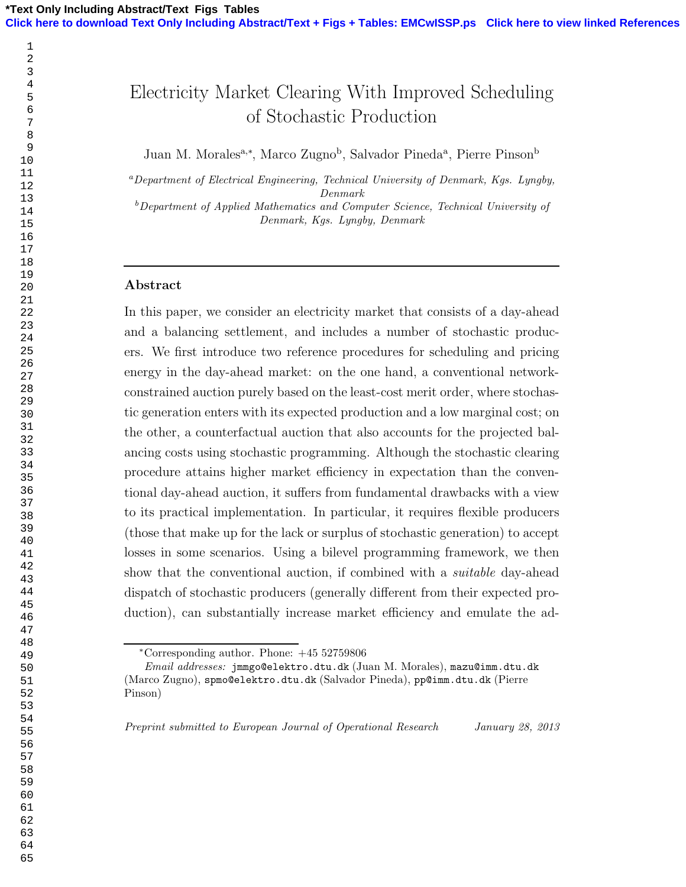# Electricity Market Clearing With Improved Scheduling of Stochastic Production

Juan M. Morales[a,*], Marco Zugno[b], Salvador Pineda[a], Pierre Pinson[b]

[a]*Department of Electrical Engineering, Technical University of Denmark, Kgs. Lyngby, Denmark*

[b]*Department of Applied Mathematics and Computer Science, Technical University of Denmark, Kgs. Lyngby, Denmark*

---

## Abstract

In this paper, we consider an electricity market that consists of a day-ahead and a balancing settlement, and includes a number of stochastic producers. We first introduce two reference procedures for scheduling and pricing energy in the day-ahead market: on the one hand, a conventional network-constrained auction purely based on the least-cost merit order, where stochastic generation enters with its expected production and a low marginal cost; on the other, a counterfactual auction that also accounts for the projected balancing costs using stochastic programming. Although the stochastic clearing procedure attains higher market efficiency in expectation than the conventional day-ahead auction, it suffers from fundamental drawbacks with a view to its practical implementation. In particular, it requires flexible producers (those that make up for the lack or surplus of stochastic generation) to accept losses in some scenarios. Using a bilevel programming framework, we then show that the conventional auction, if combined with a *suitable* day-ahead dispatch of stochastic producers (generally different from their expected production), can substantially increase market efficiency and emulate the ad-

---

*Corresponding author. Phone: +45 52759806

*Email addresses:* jmmgo@elektro.dtu.dk (Juan M. Morales), mazu@imm.dtu.dk (Marco Zugno), spmo@elektro.dtu.dk (Salvador Pineda), pp@imm.dtu.dk (Pierre Pinson)

*Preprint submitted to European Journal of Operational Research* *January 28, 2013*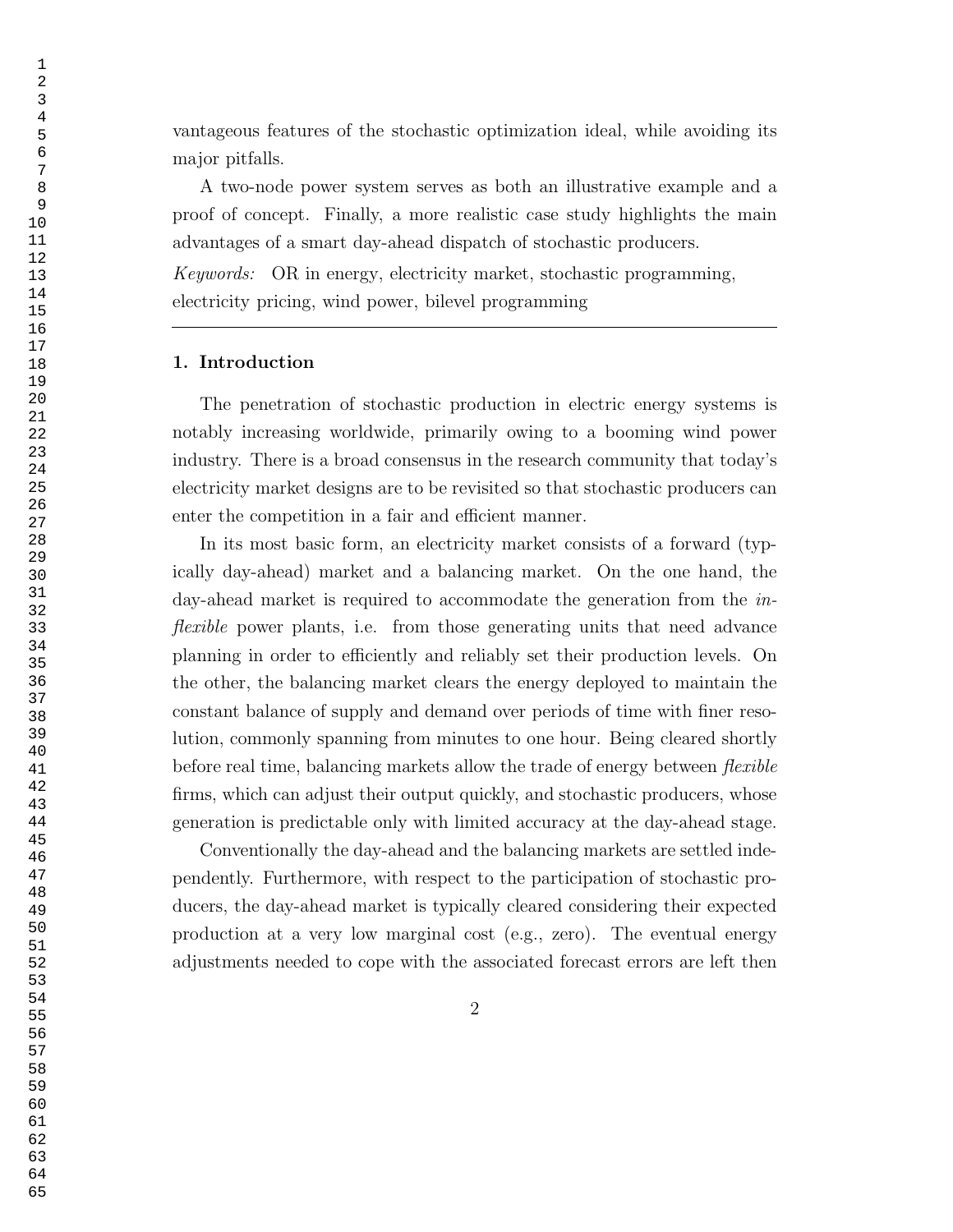vantageous features of the stochastic optimization ideal, while avoiding its major pitfalls.

A two-node power system serves as both an illustrative example and a proof of concept. Finally, a more realistic case study highlights the main advantages of a smart day-ahead dispatch of stochastic producers.

*Keywords:* OR in energy, electricity market, stochastic programming, electricity pricing, wind power, bilevel programming

---

## 1. Introduction

The penetration of stochastic production in electric energy systems is notably increasing worldwide, primarily owing to a booming wind power industry. There is a broad consensus in the research community that today's electricity market designs are to be revisited so that stochastic producers can enter the competition in a fair and efficient manner.

In its most basic form, an electricity market consists of a forward (typically day-ahead) market and a balancing market. On the one hand, the day-ahead market is required to accommodate the generation from the *inflexible* power plants, i.e. from those generating units that need advance planning in order to efficiently and reliably set their production levels. On the other, the balancing market clears the energy deployed to maintain the constant balance of supply and demand over periods of time with finer resolution, commonly spanning from minutes to one hour. Being cleared shortly before real time, balancing markets allow the trade of energy between *flexible* firms, which can adjust their output quickly, and stochastic producers, whose generation is predictable only with limited accuracy at the day-ahead stage.

Conventionally the day-ahead and the balancing markets are settled independently. Furthermore, with respect to the participation of stochastic producers, the day-ahead market is typically cleared considering their expected production at a very low marginal cost (e.g., zero). The eventual energy adjustments needed to cope with the associated forecast errors are left then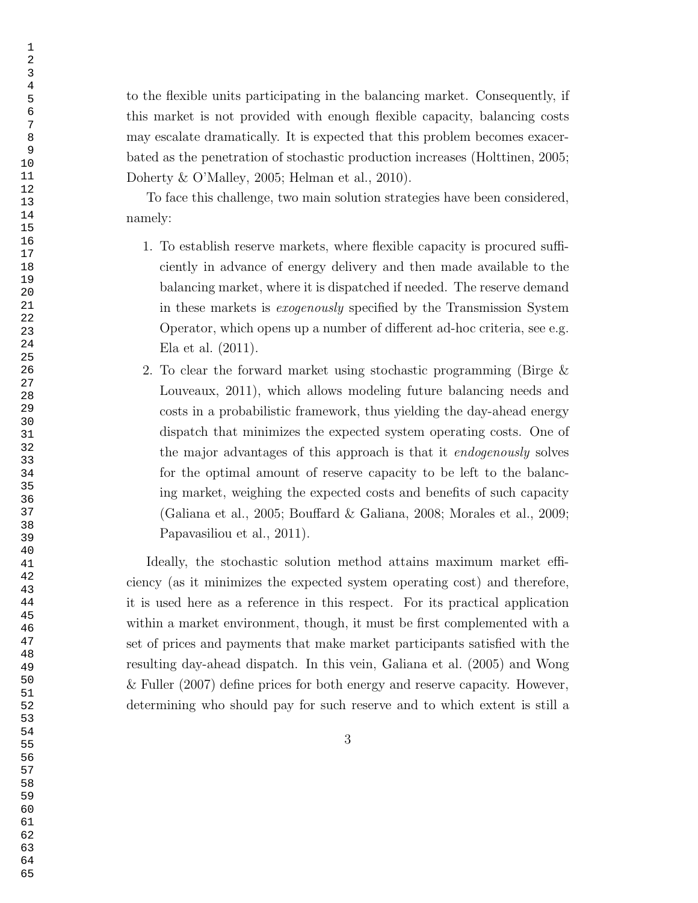to the flexible units participating in the balancing market. Consequently, if this market is not provided with enough flexible capacity, balancing costs may escalate dramatically. It is expected that this problem becomes exacerbated as the penetration of stochastic production increases (Holttinen, 2005; Doherty & O'Malley, 2005; Helman et al., 2010).

To face this challenge, two main solution strategies have been considered, namely:

1. To establish reserve markets, where flexible capacity is procured sufficiently in advance of energy delivery and then made available to the balancing market, where it is dispatched if needed. The reserve demand in these markets is *exogenously* specified by the Transmission System Operator, which opens up a number of different ad-hoc criteria, see e.g. Ela et al. (2011).
2. To clear the forward market using stochastic programming (Birge & Louveaux, 2011), which allows modeling future balancing needs and costs in a probabilistic framework, thus yielding the day-ahead energy dispatch that minimizes the expected system operating costs. One of the major advantages of this approach is that it *endogenously* solves for the optimal amount of reserve capacity to be left to the balancing market, weighing the expected costs and benefits of such capacity (Galiana et al., 2005; Bouffard & Galiana, 2008; Morales et al., 2009; Papavasiliou et al., 2011).

Ideally, the stochastic solution method attains maximum market efficiency (as it minimizes the expected system operating cost) and therefore, it is used here as a reference in this respect. For its practical application within a market environment, though, it must be first complemented with a set of prices and payments that make market participants satisfied with the resulting day-ahead dispatch. In this vein, Galiana et al. (2005) and Wong & Fuller (2007) define prices for both energy and reserve capacity. However, determining who should pay for such reserve and to which extent is still a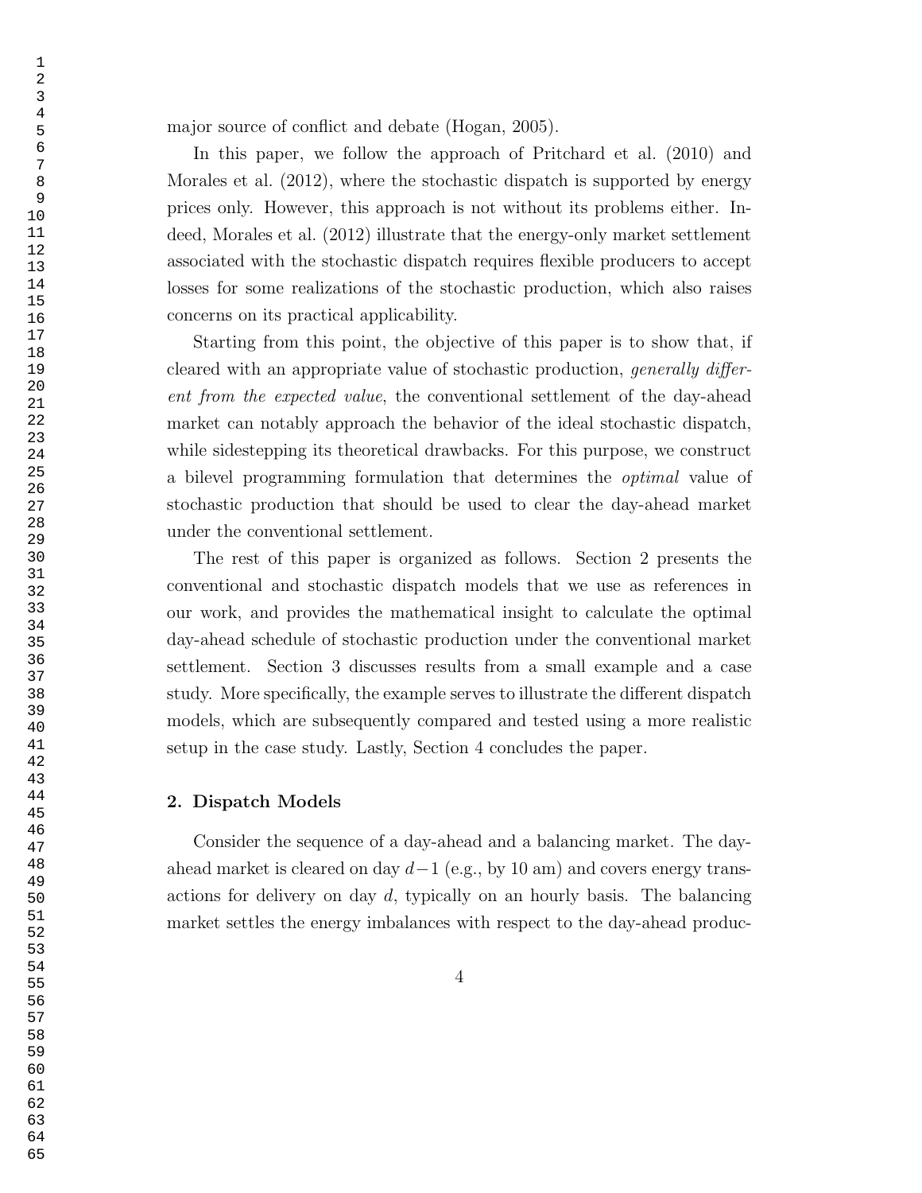major source of conflict and debate (Hogan, 2005).

In this paper, we follow the approach of Pritchard et al. (2010) and Morales et al. (2012), where the stochastic dispatch is supported by energy prices only. However, this approach is not without its problems either. Indeed, Morales et al. (2012) illustrate that the energy-only market settlement associated with the stochastic dispatch requires flexible producers to accept losses for some realizations of the stochastic production, which also raises concerns on its practical applicability.

Starting from this point, the objective of this paper is to show that, if cleared with an appropriate value of stochastic production, *generally different from the expected value*, the conventional settlement of the day-ahead market can notably approach the behavior of the ideal stochastic dispatch, while sidestepping its theoretical drawbacks. For this purpose, we construct a bilevel programming formulation that determines the *optimal* value of stochastic production that should be used to clear the day-ahead market under the conventional settlement.

The rest of this paper is organized as follows. Section 2 presents the conventional and stochastic dispatch models that we use as references in our work, and provides the mathematical insight to calculate the optimal day-ahead schedule of stochastic production under the conventional market settlement. Section 3 discusses results from a small example and a case study. More specifically, the example serves to illustrate the different dispatch models, which are subsequently compared and tested using a more realistic setup in the case study. Lastly, Section 4 concludes the paper.

## 2. Dispatch Models

Consider the sequence of a day-ahead and a balancing market. The day-ahead market is cleared on day $d-1$ (e.g., by 10 am) and covers energy transactions for delivery on day $d$, typically on an hourly basis. The balancing market settles the energy imbalances with respect to the day-ahead produc-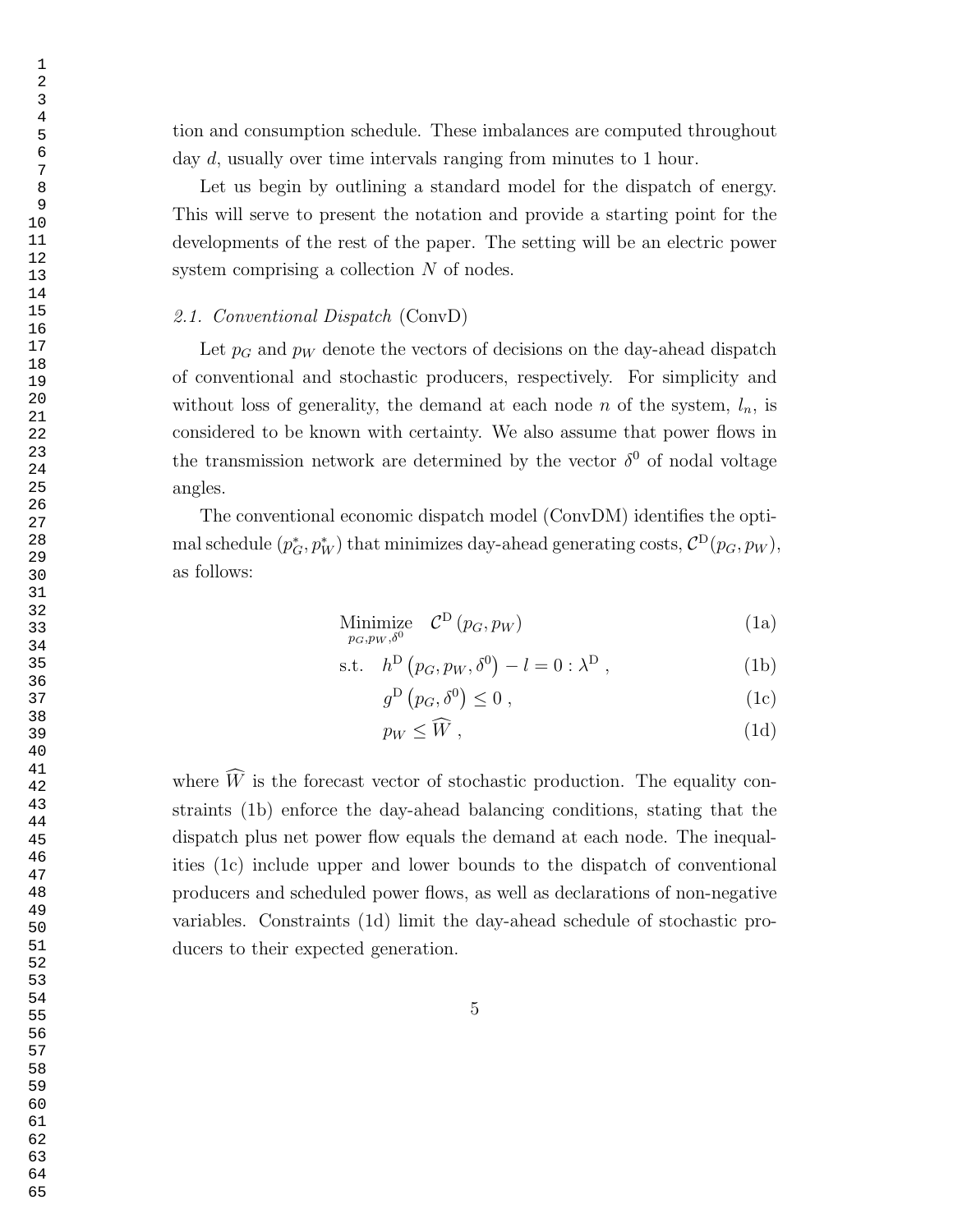tion and consumption schedule. These imbalances are computed throughout day $d$, usually over time intervals ranging from minutes to 1 hour.

Let us begin by outlining a standard model for the dispatch of energy. This will serve to present the notation and provide a starting point for the developments of the rest of the paper. The setting will be an electric power system comprising a collection $N$ of nodes.

### 2.1. *Conventional Dispatch* (ConvD)

Let $p_G$ and $p_W$ denote the vectors of decisions on the day-ahead dispatch of conventional and stochastic producers, respectively. For simplicity and without loss of generality, the demand at each node $n$ of the system, $l_n$, is considered to be known with certainty. We also assume that power flows in the transmission network are determined by the vector $\delta^0$ of nodal voltage angles.

The conventional economic dispatch model (ConvDM) identifies the optimal schedule $(p_G^*, p_W^*)$ that minimizes day-ahead generating costs, $\mathcal{C}^{\mathrm{D}}(p_G, p_W)$, as follows:

$$\underset{p_G, p_W, \delta^0}{\text{Minimize}} \quad \mathcal{C}^{\mathrm{D}}\left(p_G, p_W\right) \tag{1a}$$

$$\text{s.t.} \quad h^{\mathrm{D}}\left(p_G, p_W, \delta^0\right) - l = 0 : \lambda^{\mathrm{D}} \,, \tag{1b}$$

$$g^{\mathrm{D}}\left(p_G, \delta^0\right) \leq 0 \,, \tag{1c}$$

$$p_W \leq \widehat{W} \,, \tag{1d}$$

where $\widehat{W}$ is the forecast vector of stochastic production. The equality constraints (1b) enforce the day-ahead balancing conditions, stating that the dispatch plus net power flow equals the demand at each node. The inequalities (1c) include upper and lower bounds to the dispatch of conventional producers and scheduled power flows, as well as declarations of non-negative variables. Constraints (1d) limit the day-ahead schedule of stochastic producers to their expected generation.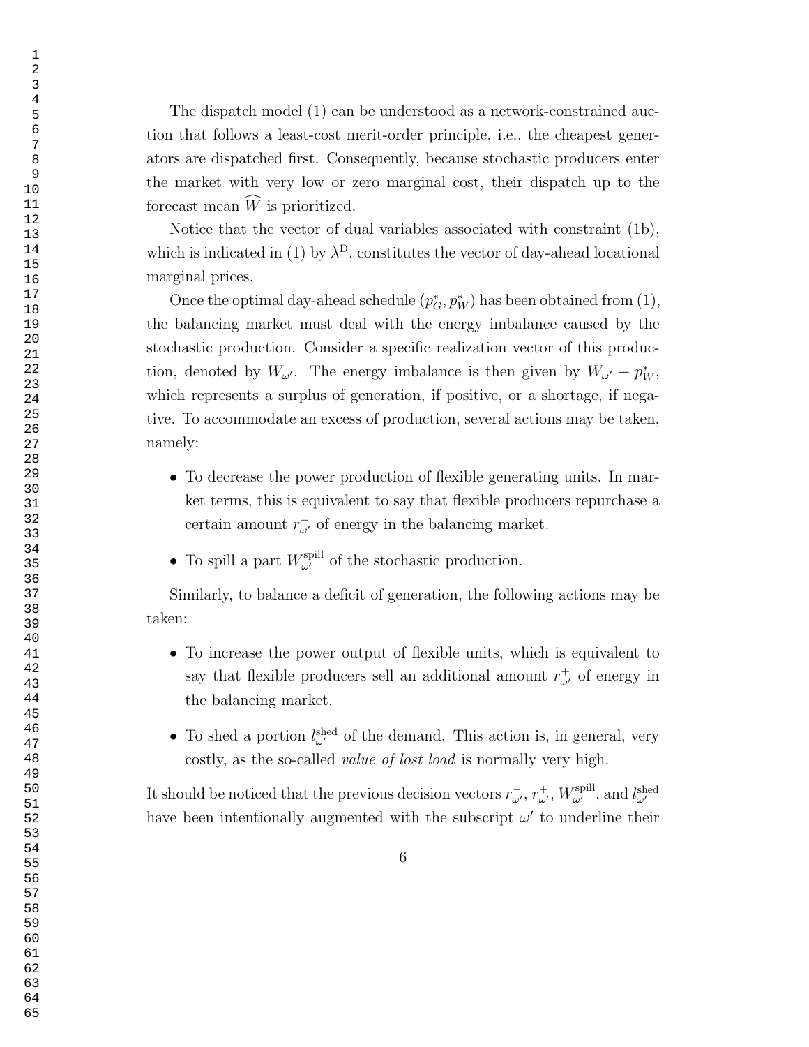The dispatch model (1) can be understood as a network-constrained auction that follows a least-cost merit-order principle, i.e., the cheapest generators are dispatched first. Consequently, because stochastic producers enter the market with very low or zero marginal cost, their dispatch up to the forecast mean $\widehat{W}$ is prioritized.

Notice that the vector of dual variables associated with constraint (1b), which is indicated in (1) by $\lambda^{\mathrm{D}}$, constitutes the vector of day-ahead locational marginal prices.

Once the optimal day-ahead schedule $(p_G^*, p_W^*)$ has been obtained from (1), the balancing market must deal with the energy imbalance caused by the stochastic production. Consider a specific realization vector of this production, denoted by $W_{\omega'}$. The energy imbalance is then given by $W_{\omega'} - p_W^*$, which represents a surplus of generation, if positive, or a shortage, if negative. To accommodate an excess of production, several actions may be taken, namely:

- To decrease the power production of flexible generating units. In market terms, this is equivalent to say that flexible producers repurchase a certain amount $r_{\omega'}^-$ of energy in the balancing market.
- To spill a part $W_{\omega'}^{\mathrm{spill}}$ of the stochastic production.

Similarly, to balance a deficit of generation, the following actions may be taken:

- To increase the power output of flexible units, which is equivalent to say that flexible producers sell an additional amount $r_{\omega'}^+$ of energy in the balancing market.
- To shed a portion $l_{\omega'}^{\mathrm{shed}}$ of the demand. This action is, in general, very costly, as the so-called *value of lost load* is normally very high.

It should be noticed that the previous decision vectors $r_{\omega'}^-$, $r_{\omega'}^+$, $W_{\omega'}^{\mathrm{spill}}$, and $l_{\omega'}^{\mathrm{shed}}$ have been intentionally augmented with the subscript $\omega'$ to underline their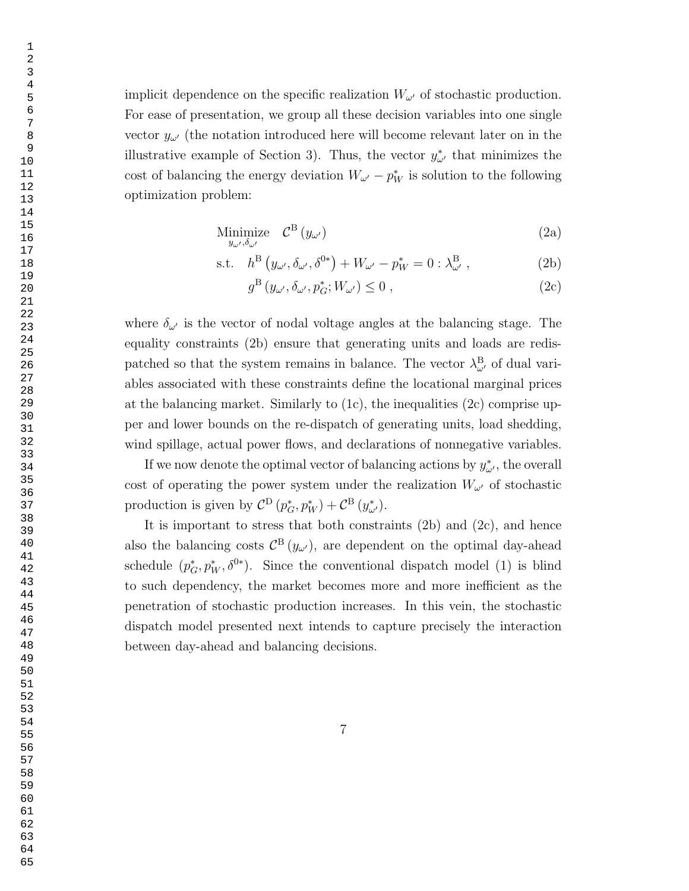implicit dependence on the specific realization $W_{\omega'}$ of stochastic production. For ease of presentation, we group all these decision variables into one single vector $y_{\omega'}$ (the notation introduced here will become relevant later on in the illustrative example of Section 3). Thus, the vector $y^*_{\omega'}$ that minimizes the cost of balancing the energy deviation $W_{\omega'} - p^*_W$ is solution to the following optimization problem:

$$\underset{y_{\omega'}, \delta_{\omega'}}{\text{Minimize}} \quad \mathcal{C}^{\mathrm{B}}\left(y_{\omega'}\right) \tag{2a}$$

$$\text{s.t.} \quad h^{\mathrm{B}}\left(y_{\omega'}, \delta_{\omega'}, \delta^{0*}\right) + W_{\omega'} - p^*_W = 0 : \lambda^{\mathrm{B}}_{\omega'} \ , \tag{2b}$$

$$g^{\mathrm{B}}\left(y_{\omega'}, \delta_{\omega'}, p^*_G; W_{\omega'}\right) \leq 0 \ , \tag{2c}$$

where $\delta_{\omega'}$ is the vector of nodal voltage angles at the balancing stage. The equality constraints (2b) ensure that generating units and loads are redispatched so that the system remains in balance. The vector $\lambda^{\mathrm{B}}_{\omega'}$ of dual variables associated with these constraints define the locational marginal prices at the balancing market. Similarly to (1c), the inequalities (2c) comprise upper and lower bounds on the re-dispatch of generating units, load shedding, wind spillage, actual power flows, and declarations of nonnegative variables.

If we now denote the optimal vector of balancing actions by $y^*_{\omega'}$, the overall cost of operating the power system under the realization $W_{\omega'}$ of stochastic production is given by $\mathcal{C}^{\mathrm{D}}\left(p^*_G, p^*_W\right) + \mathcal{C}^{\mathrm{B}}\left(y^*_{\omega'}\right)$.

It is important to stress that both constraints (2b) and (2c), and hence also the balancing costs $\mathcal{C}^{\mathrm{B}}\left(y_{\omega'}\right)$, are dependent on the optimal day-ahead schedule $(p^*_G, p^*_W, \delta^{0*})$. Since the conventional dispatch model (1) is blind to such dependency, the market becomes more and more inefficient as the penetration of stochastic production increases. In this vein, the stochastic dispatch model presented next intends to capture precisely the interaction between day-ahead and balancing decisions.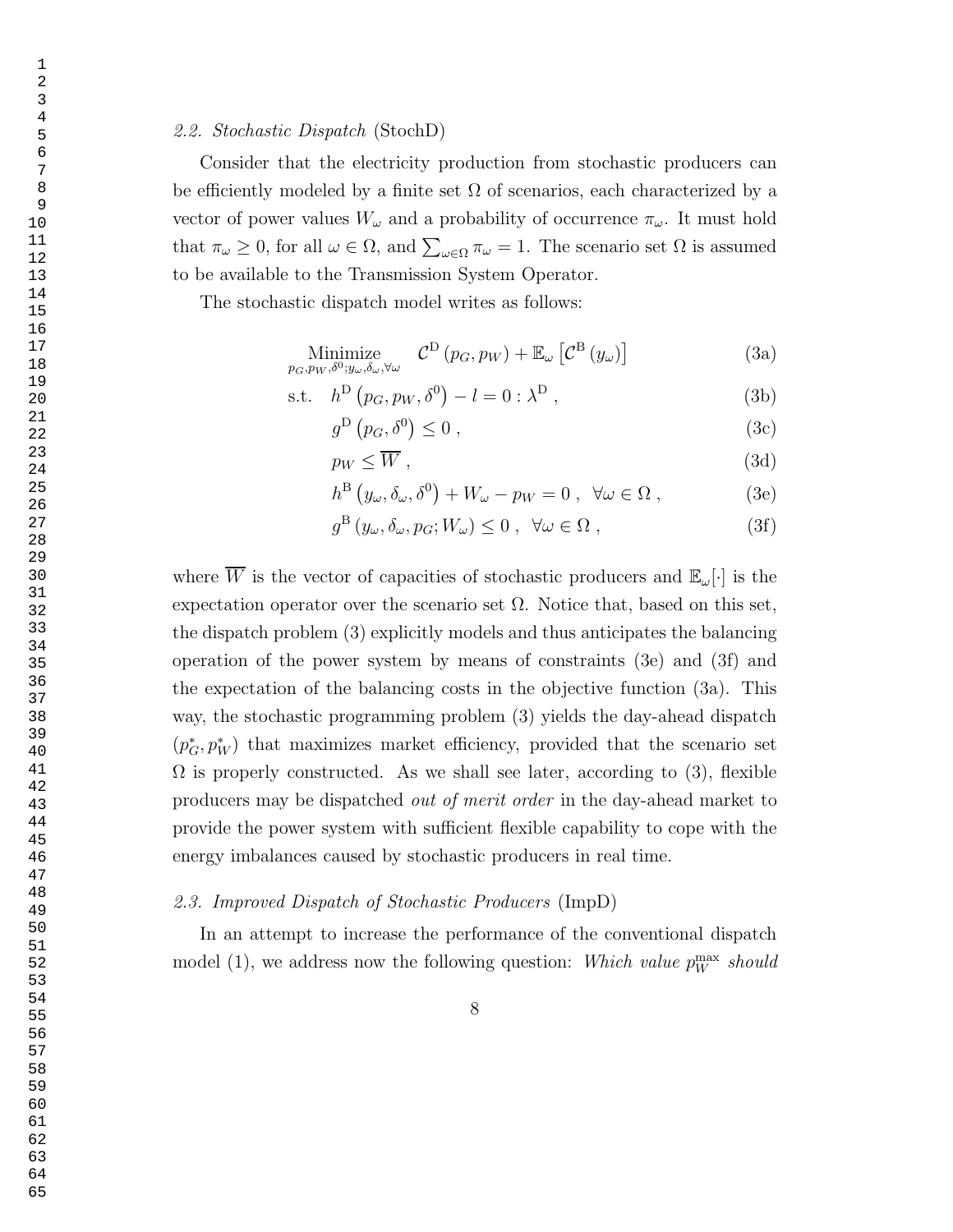### 2.2. *Stochastic Dispatch* (StochD)

Consider that the electricity production from stochastic producers can be efficiently modeled by a finite set $\Omega$ of scenarios, each characterized by a vector of power values $W_\omega$ and a probability of occurrence $\pi_\omega$. It must hold that $\pi_\omega \geq 0$, for all $\omega \in \Omega$, and $\sum_{\omega \in \Omega} \pi_\omega = 1$. The scenario set $\Omega$ is assumed to be available to the Transmission System Operator.

The stochastic dispatch model writes as follows:

$$\underset{p_G, p_W, \delta^0; y_\omega, \delta_\omega, \forall \omega}{\text{Minimize}} \quad \mathcal{C}^{\mathrm{D}}(p_G, p_W) + \mathbb{E}_\omega\left[\mathcal{C}^{\mathrm{B}}(y_\omega)\right] \tag{3a}$$

$$\text{s.t.} \quad h^{\mathrm{D}}\left(p_G, p_W, \delta^0\right) - l = 0 : \lambda^{\mathrm{D}} \,, \tag{3b}$$

$$g^{\mathrm{D}}\left(p_G, \delta^0\right) \leq 0 \,, \tag{3c}$$

$$p_W \leq \overline{W} \,, \tag{3d}$$

$$h^{\mathrm{B}}\left(y_\omega, \delta_\omega, \delta^0\right) + W_\omega - p_W = 0 \,, \ \ \forall \omega \in \Omega \,, \tag{3e}$$

$$g^{\mathrm{B}}\left(y_\omega, \delta_\omega, p_G; W_\omega\right) \leq 0 \,, \ \ \forall \omega \in \Omega \,, \tag{3f}$$

where $\overline{W}$ is the vector of capacities of stochastic producers and $\mathbb{E}_\omega[\cdot]$ is the expectation operator over the scenario set $\Omega$. Notice that, based on this set, the dispatch problem (3) explicitly models and thus anticipates the balancing operation of the power system by means of constraints (3e) and (3f) and the expectation of the balancing costs in the objective function (3a). This way, the stochastic programming problem (3) yields the day-ahead dispatch $(p_G^*, p_W^*)$ that maximizes market efficiency, provided that the scenario set $\Omega$ is properly constructed. As we shall see later, according to (3), flexible producers may be dispatched *out of merit order* in the day-ahead market to provide the power system with sufficient flexible capability to cope with the energy imbalances caused by stochastic producers in real time.

### 2.3. *Improved Dispatch of Stochastic Producers* (ImpD)

In an attempt to increase the performance of the conventional dispatch model (1), we address now the following question: *Which value $p_W^{\max}$ should*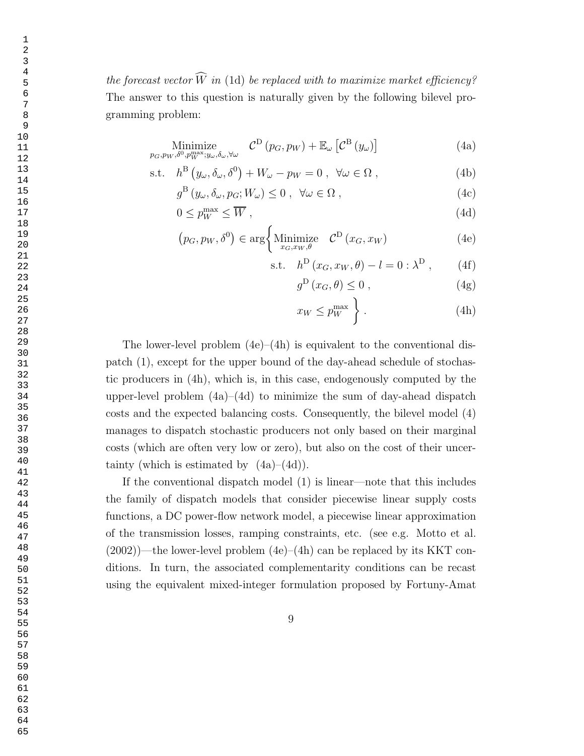*the forecast vector $\widehat{W}$ in* (1d) *be replaced with to maximize market efficiency?* The answer to this question is naturally given by the following bilevel programming problem:

$$
\begin{aligned}
&\underset{p_G, p_W, \delta^0, p_W^{\max}; y_\omega, \delta_\omega, \forall\omega}{\text{Minimize}} \quad \mathcal{C}^{\mathrm{D}}\left(p_G, p_W\right) + \mathbb{E}_\omega\left[\mathcal{C}^{\mathrm{B}}\left(y_\omega\right)\right] && \text{(4a)}\\
&\text{s.t.} \quad h^{\mathrm{B}}\left(y_\omega, \delta_\omega, \delta^0\right) + W_\omega - p_W = 0 \ , \ \ \forall \omega \in \Omega \ , && \text{(4b)}\\
&\qquad g^{\mathrm{B}}\left(y_\omega, \delta_\omega, p_G; W_\omega\right) \leq 0 \ , \ \ \forall \omega \in \Omega \ , && \text{(4c)}\\
&\qquad 0 \leq p_W^{\max} \leq \overline{W} \ , && \text{(4d)}\\
&\qquad \left(p_G, p_W, \delta^0\right) \in \arg\left\{ \underset{x_G, x_W, \theta}{\text{Minimize}} \quad \mathcal{C}^{\mathrm{D}}\left(x_G, x_W\right) \right. && \text{(4e)}\\
&\qquad\qquad \text{s.t.} \quad h^{\mathrm{D}}\left(x_G, x_W, \theta\right) - l = 0 : \lambda^{\mathrm{D}} \ , && \text{(4f)}\\
&\qquad\qquad\qquad g^{\mathrm{D}}\left(x_G, \theta\right) \leq 0 \ , && \text{(4g)}\\
&\qquad\qquad\qquad \left. x_W \leq p_W^{\max} \right\} . && \text{(4h)}
\end{aligned}
$$

The lower-level problem (4e)–(4h) is equivalent to the conventional dispatch (1), except for the upper bound of the day-ahead schedule of stochastic producers in (4h), which is, in this case, endogenously computed by the upper-level problem (4a)–(4d) to minimize the sum of day-ahead dispatch costs and the expected balancing costs. Consequently, the bilevel model (4) manages to dispatch stochastic producers not only based on their marginal costs (which are often very low or zero), but also on the cost of their uncertainty (which is estimated by (4a)–(4d)).

If the conventional dispatch model (1) is linear—note that this includes the family of dispatch models that consider piecewise linear supply costs functions, a DC power-flow network model, a piecewise linear approximation of the transmission losses, ramping constraints, etc. (see e.g. Motto et al. (2002))—the lower-level problem (4e)–(4h) can be replaced by its KKT conditions. In turn, the associated complementarity conditions can be recast using the equivalent mixed-integer formulation proposed by Fortuny-Amat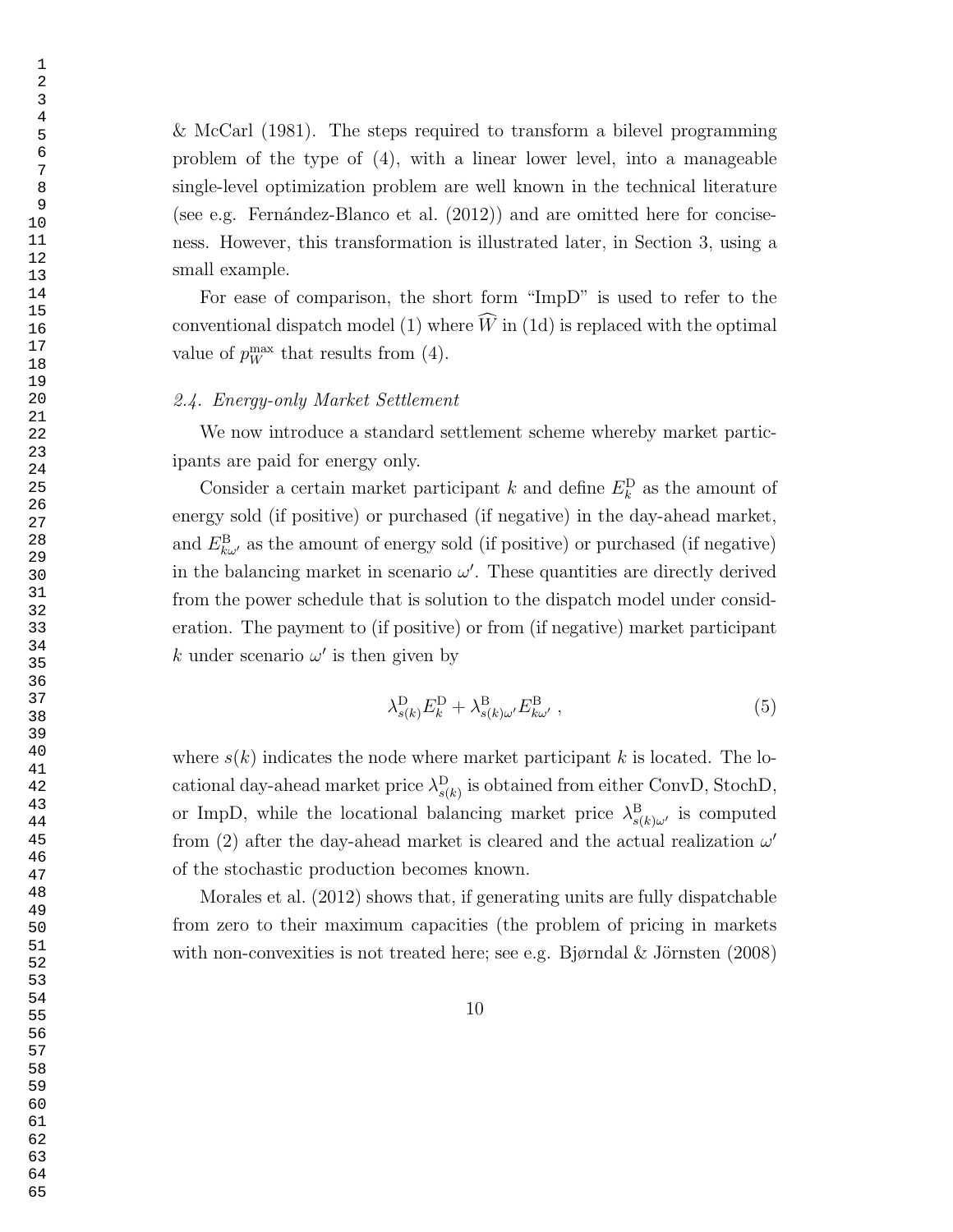& McCarl (1981). The steps required to transform a bilevel programming problem of the type of (4), with a linear lower level, into a manageable single-level optimization problem are well known in the technical literature (see e.g. Fernández-Blanco et al. (2012)) and are omitted here for conciseness. However, this transformation is illustrated later, in Section 3, using a small example.

For ease of comparison, the short form "ImpD" is used to refer to the conventional dispatch model (1) where $\widehat{W}$ in (1d) is replaced with the optimal value of $p_W^{\max}$ that results from (4).

### *2.4. Energy-only Market Settlement*

We now introduce a standard settlement scheme whereby market participants are paid for energy only.

Consider a certain market participant $k$ and define $E_k^{\mathrm{D}}$ as the amount of energy sold (if positive) or purchased (if negative) in the day-ahead market, and $E_{k\omega'}^{\mathrm{B}}$ as the amount of energy sold (if positive) or purchased (if negative) in the balancing market in scenario $\omega'$. These quantities are directly derived from the power schedule that is solution to the dispatch model under consideration. The payment to (if positive) or from (if negative) market participant $k$ under scenario $\omega'$ is then given by

$$\lambda_{s(k)}^{\mathrm{D}} E_k^{\mathrm{D}} + \lambda_{s(k)\omega'}^{\mathrm{B}} E_{k\omega'}^{\mathrm{B}} \ , \tag{5}$$

where $s(k)$ indicates the node where market participant $k$ is located. The locational day-ahead market price $\lambda_{s(k)}^{\mathrm{D}}$ is obtained from either ConvD, StochD, or ImpD, while the locational balancing market price $\lambda_{s(k)\omega'}^{\mathrm{B}}$ is computed from (2) after the day-ahead market is cleared and the actual realization $\omega'$ of the stochastic production becomes known.

Morales et al. (2012) shows that, if generating units are fully dispatchable from zero to their maximum capacities (the problem of pricing in markets with non-convexities is not treated here; see e.g. Bjørndal & Jörnsten (2008)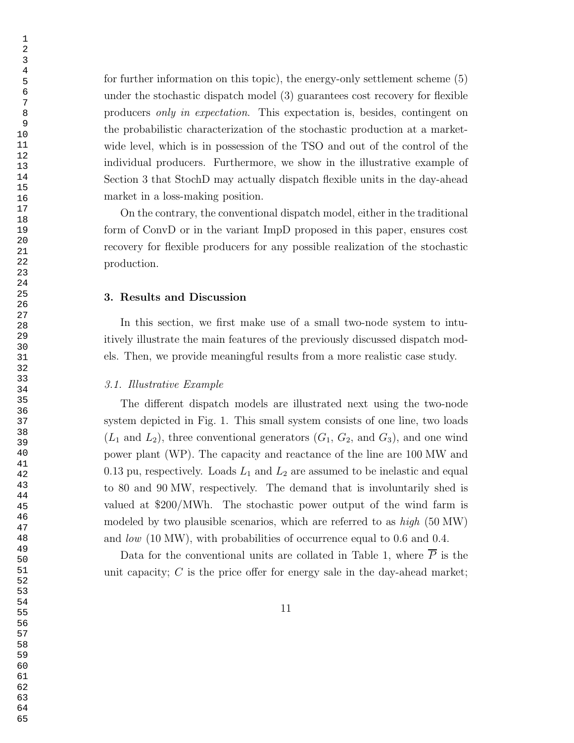for further information on this topic), the energy-only settlement scheme (5) under the stochastic dispatch model (3) guarantees cost recovery for flexible producers *only in expectation*. This expectation is, besides, contingent on the probabilistic characterization of the stochastic production at a market-wide level, which is in possession of the TSO and out of the control of the individual producers. Furthermore, we show in the illustrative example of Section 3 that StochD may actually dispatch flexible units in the day-ahead market in a loss-making position.

On the contrary, the conventional dispatch model, either in the traditional form of ConvD or in the variant ImpD proposed in this paper, ensures cost recovery for flexible producers for any possible realization of the stochastic production.

## 3. Results and Discussion

In this section, we first make use of a small two-node system to intuitively illustrate the main features of the previously discussed dispatch models. Then, we provide meaningful results from a more realistic case study.

### *3.1. Illustrative Example*

The different dispatch models are illustrated next using the two-node system depicted in Fig. 1. This small system consists of one line, two loads ($L_1$ and $L_2$), three conventional generators ($G_1$, $G_2$, and $G_3$), and one wind power plant (WP). The capacity and reactance of the line are 100 MW and 0.13 pu, respectively. Loads $L_1$ and $L_2$ are assumed to be inelastic and equal to 80 and 90 MW, respectively. The demand that is involuntarily shed is valued at \$200/MWh. The stochastic power output of the wind farm is modeled by two plausible scenarios, which are referred to as *high* (50 MW) and *low* (10 MW), with probabilities of occurrence equal to 0.6 and 0.4.

Data for the conventional units are collated in Table 1, where $\overline{P}$ is the unit capacity; $C$ is the price offer for energy sale in the day-ahead market;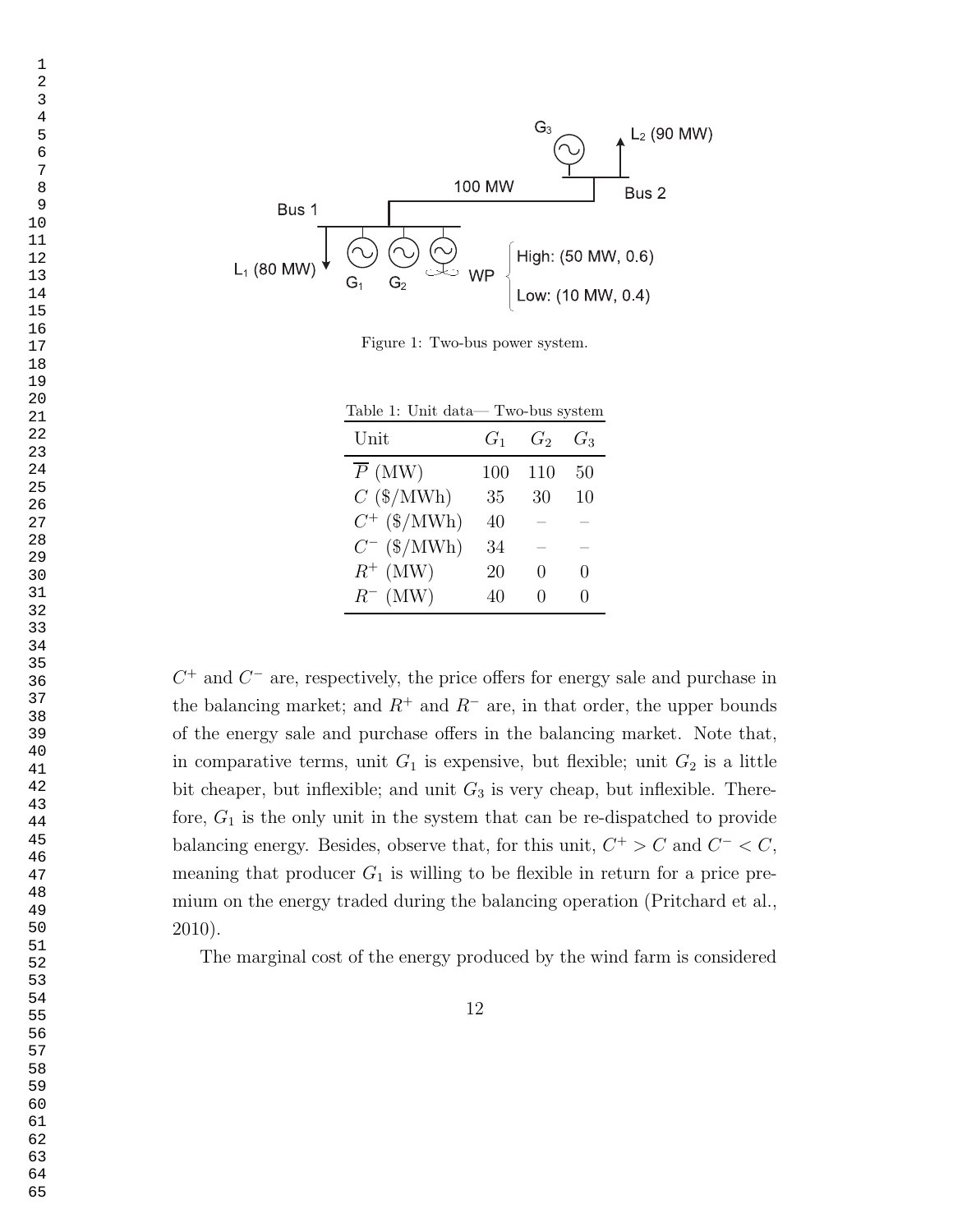Figure 1: Two-bus power system.

Table 1: Unit data— Two-bus system

| Unit | $G_1$ | $G_2$ | $G_3$ |
|---|---|---|---|
| $\overline{P}$ (MW) | 100 | 110 | 50 |
| $C$ (\$/MWh) | 35 | 30 | 10 |
| $C^+$ (\$/MWh) | 40 | – | – |
| $C^-$ (\$/MWh) | 34 | – | – |
| $R^+$ (MW) | 20 | 0 | 0 |
| $R^-$ (MW) | 40 | 0 | 0 |

$C^+$ and $C^-$ are, respectively, the price offers for energy sale and purchase in the balancing market; and $R^+$ and $R^-$ are, in that order, the upper bounds of the energy sale and purchase offers in the balancing market. Note that, in comparative terms, unit $G_1$ is expensive, but flexible; unit $G_2$ is a little bit cheaper, but inflexible; and unit $G_3$ is very cheap, but inflexible. Therefore, $G_1$ is the only unit in the system that can be re-dispatched to provide balancing energy. Besides, observe that, for this unit, $C^+ > C$ and $C^- < C$, meaning that producer $G_1$ is willing to be flexible in return for a price premium on the energy traded during the balancing operation (Pritchard et al., 2010).

The marginal cost of the energy produced by the wind farm is considered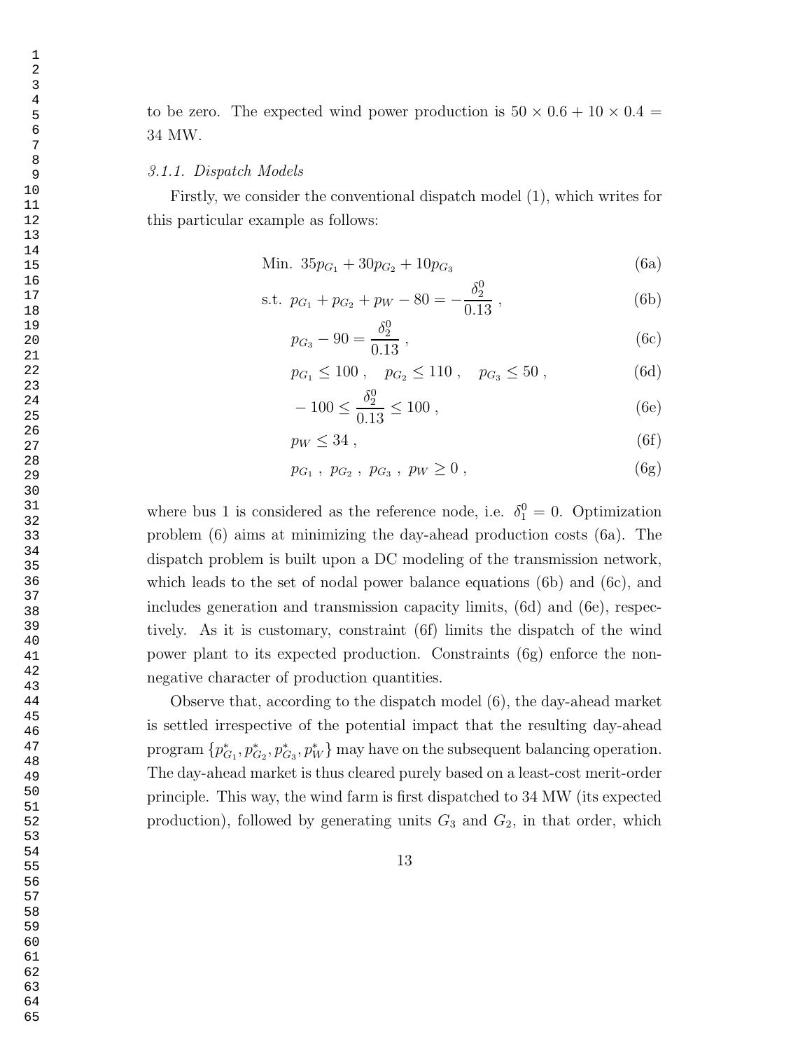to be zero. The expected wind power production is $50 \times 0.6 + 10 \times 0.4 = 34$ MW.

#### *3.1.1. Dispatch Models*

Firstly, we consider the conventional dispatch model (1), which writes for this particular example as follows:

$$\text{Min.} \;\; 35p_{G_1} + 30p_{G_2} + 10p_{G_3} \tag{6a}$$

$$\text{s.t.} \;\; p_{G_1} + p_{G_2} + p_W - 80 = -\frac{\delta_2^0}{0.13} \,, \tag{6b}$$

$$p_{G_3} - 90 = \frac{\delta_2^0}{0.13} \,, \tag{6c}$$

$$p_{G_1} \leq 100 \,, \quad p_{G_2} \leq 110 \,, \quad p_{G_3} \leq 50 \,, \tag{6d}$$

$$-100 \leq \frac{\delta_2^0}{0.13} \leq 100 \,, \tag{6e}$$

$$p_W \leq 34 \,, \tag{6f}$$

$$p_{G_1} \,,\; p_{G_2} \,,\; p_{G_3} \,,\; p_W \geq 0 \,, \tag{6g}$$

where bus 1 is considered as the reference node, i.e. $\delta_1^0 = 0$. Optimization problem (6) aims at minimizing the day-ahead production costs (6a). The dispatch problem is built upon a DC modeling of the transmission network, which leads to the set of nodal power balance equations (6b) and (6c), and includes generation and transmission capacity limits, (6d) and (6e), respectively. As it is customary, constraint (6f) limits the dispatch of the wind power plant to its expected production. Constraints (6g) enforce the non-negative character of production quantities.

Observe that, according to the dispatch model (6), the day-ahead market is settled irrespective of the potential impact that the resulting day-ahead program $\{p^*_{G_1}, p^*_{G_2}, p^*_{G_3}, p^*_W\}$ may have on the subsequent balancing operation. The day-ahead market is thus cleared purely based on a least-cost merit-order principle. This way, the wind farm is first dispatched to 34 MW (its expected production), followed by generating units $G_3$ and $G_2$, in that order, which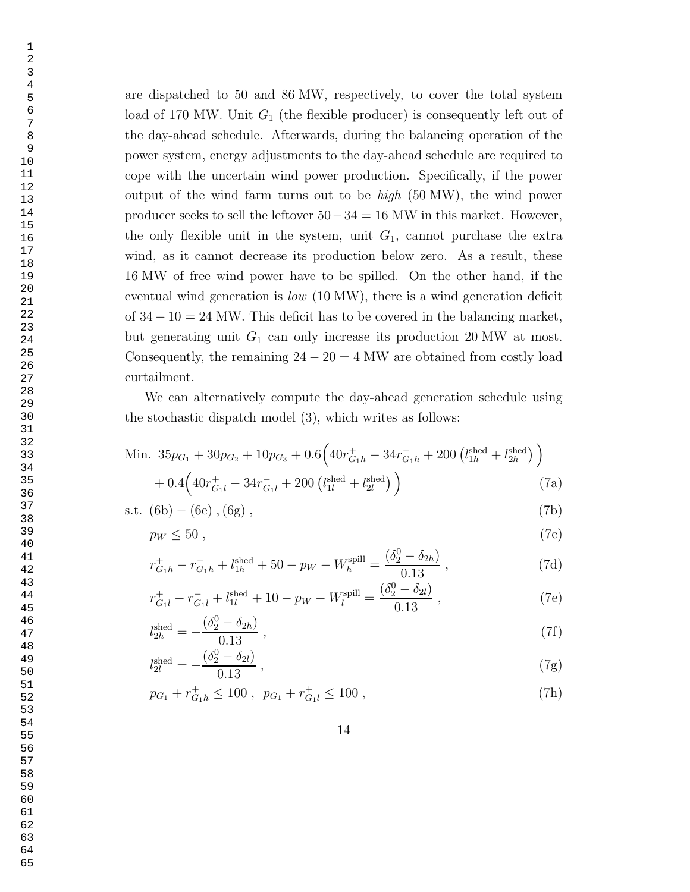are dispatched to 50 and 86 MW, respectively, to cover the total system load of 170 MW. Unit $G_1$ (the flexible producer) is consequently left out of the day-ahead schedule. Afterwards, during the balancing operation of the power system, energy adjustments to the day-ahead schedule are required to cope with the uncertain wind power production. Specifically, if the power output of the wind farm turns out to be *high* (50 MW), the wind power producer seeks to sell the leftover $50-34 = 16$ MW in this market. However, the only flexible unit in the system, unit $G_1$, cannot purchase the extra wind, as it cannot decrease its production below zero. As a result, these 16 MW of free wind power have to be spilled. On the other hand, if the eventual wind generation is *low* (10 MW), there is a wind generation deficit of $34-10 = 24$ MW. This deficit has to be covered in the balancing market, but generating unit $G_1$ can only increase its production 20 MW at most. Consequently, the remaining $24-20 = 4$ MW are obtained from costly load curtailment.

We can alternatively compute the day-ahead generation schedule using the stochastic dispatch model (3), which writes as follows:

$$\text{Min.}\ 35p_{G_1} + 30p_{G_2} + 10p_{G_3} + 0.6\Big(40r^+_{G_1h} - 34r^-_{G_1h} + 200\left(l^{\text{shed}}_{1h} + l^{\text{shed}}_{2h}\right)\Big)$$

$$+\,0.4\Big(40r^+_{G_1l} - 34r^-_{G_1l} + 200\left(l^{\text{shed}}_{1l} + l^{\text{shed}}_{2l}\right)\Big) \tag{7a}$$

$$\text{s.t.}\ \ (6\text{b}) - (6\text{e})\,, (6\text{g})\,, \tag{7b}$$

$$p_W \leq 50\,, \tag{7c}$$

$$r^+_{G_1h} - r^-_{G_1h} + l^{\text{shed}}_{1h} + 50 - p_W - W^{\text{spill}}_h = \frac{(\delta^0_2 - \delta_{2h})}{0.13}\,, \tag{7d}$$

$$r^+_{G_1l} - r^-_{G_1l} + l^{\text{shed}}_{1l} + 10 - p_W - W^{\text{spill}}_l = \frac{(\delta^0_2 - \delta_{2l})}{0.13}\,, \tag{7e}$$

$$l^{\text{shed}}_{2h} = -\frac{(\delta^0_2 - \delta_{2h})}{0.13}\,, \tag{7f}$$

$$l^{\text{shed}}_{2l} = -\frac{(\delta^0_2 - \delta_{2l})}{0.13}\,, \tag{7g}$$

$$p_{G_1} + r^+_{G_1h} \leq 100\,,\ \ p_{G_1} + r^+_{G_1l} \leq 100\,, \tag{7h}$$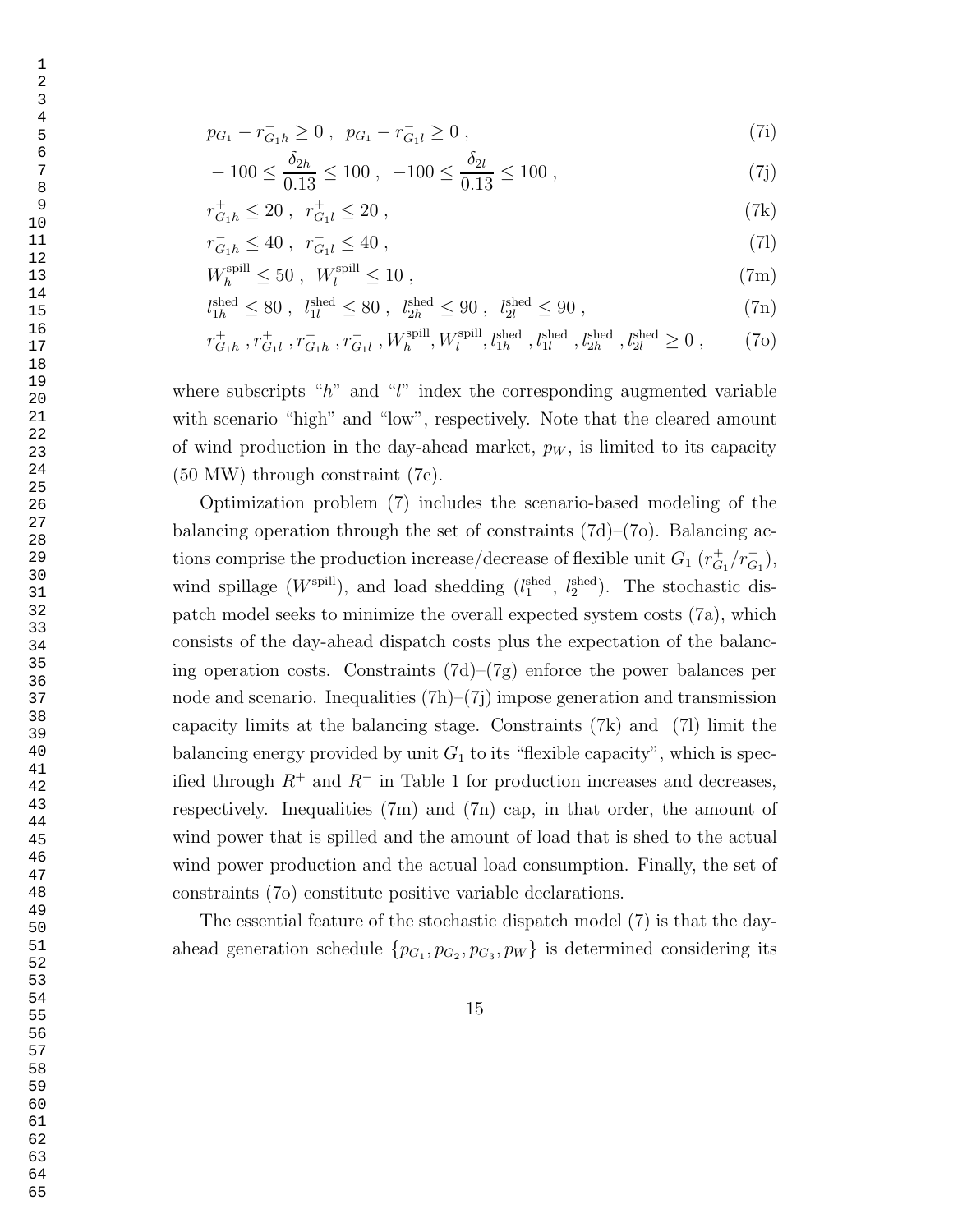$$p_{G_1} - r^{-}_{G_1h} \geq 0 \ , \ \ p_{G_1} - r^{-}_{G_1l} \geq 0 \ , \tag{7i}$$

$$-100 \leq \frac{\delta_{2h}}{0.13} \leq 100 \ , \ \ -100 \leq \frac{\delta_{2l}}{0.13} \leq 100 \ , \tag{7j}$$

$$r^{+}_{G_1h} \leq 20 \ , \ \ r^{+}_{G_1l} \leq 20 \ , \tag{7k}$$

$$r^{-}_{G_1h} \leq 40 \ , \ \ r^{-}_{G_1l} \leq 40 \ , \tag{7l}$$

$$W^{\text{spill}}_{h} \leq 50 \ , \ \ W^{\text{spill}}_{l} \leq 10 \ , \tag{7m}$$

$$l^{\text{shed}}_{1h} \leq 80 \ , \ \ l^{\text{shed}}_{1l} \leq 80 \ , \ \ l^{\text{shed}}_{2h} \leq 90 \ , \ \ l^{\text{shed}}_{2l} \leq 90 \ , \tag{7n}$$

$$r^{+}_{G_1h} , r^{+}_{G_1l} , r^{-}_{G_1h} , r^{-}_{G_1l} , W^{\text{spill}}_{h}, W^{\text{spill}}_{l}, l^{\text{shed}}_{1h} , l^{\text{shed}}_{1l} , l^{\text{shed}}_{2h} , l^{\text{shed}}_{2l} \geq 0 \ , \tag{7o}$$

where subscripts "$h$" and "$l$" index the corresponding augmented variable with scenario "high" and "low", respectively. Note that the cleared amount of wind production in the day-ahead market, $p_W$, is limited to its capacity (50 MW) through constraint (7c).

Optimization problem (7) includes the scenario-based modeling of the balancing operation through the set of constraints (7d)–(7o). Balancing actions comprise the production increase/decrease of flexible unit $G_1$ ($r^{+}_{G_1}/r^{-}_{G_1}$), wind spillage ($W^{\text{spill}}$), and load shedding ($l^{\text{shed}}_{1}$, $l^{\text{shed}}_{2}$). The stochastic dispatch model seeks to minimize the overall expected system costs (7a), which consists of the day-ahead dispatch costs plus the expectation of the balancing operation costs. Constraints (7d)–(7g) enforce the power balances per node and scenario. Inequalities (7h)–(7j) impose generation and transmission capacity limits at the balancing stage. Constraints (7k) and (7l) limit the balancing energy provided by unit $G_1$ to its "flexible capacity", which is specified through $R^{+}$ and $R^{-}$ in Table 1 for production increases and decreases, respectively. Inequalities (7m) and (7n) cap, in that order, the amount of wind power that is spilled and the amount of load that is shed to the actual wind power production and the actual load consumption. Finally, the set of constraints (7o) constitute positive variable declarations.

The essential feature of the stochastic dispatch model (7) is that the day-ahead generation schedule $\{p_{G_1}, p_{G_2}, p_{G_3}, p_W\}$ is determined considering its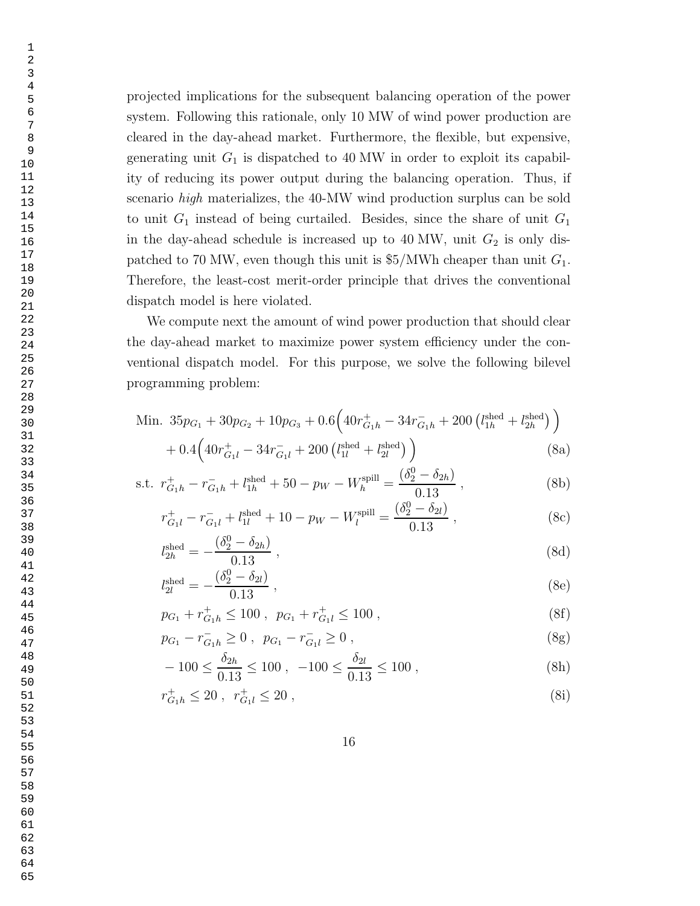projected implications for the subsequent balancing operation of the power system. Following this rationale, only 10 MW of wind power production are cleared in the day-ahead market. Furthermore, the flexible, but expensive, generating unit $G_1$ is dispatched to 40 MW in order to exploit its capability of reducing its power output during the balancing operation. Thus, if scenario *high* materializes, the 40-MW wind production surplus can be sold to unit $G_1$ instead of being curtailed. Besides, since the share of unit $G_1$ in the day-ahead schedule is increased up to 40 MW, unit $G_2$ is only dispatched to 70 MW, even though this unit is \$5/MWh cheaper than unit $G_1$. Therefore, the least-cost merit-order principle that drives the conventional dispatch model is here violated.

We compute next the amount of wind power production that should clear the day-ahead market to maximize power system efficiency under the conventional dispatch model. For this purpose, we solve the following bilevel programming problem:

$$\text{Min. } 35p_{G_1} + 30p_{G_2} + 10p_{G_3} + 0.6\Big(40r^+_{G_1h} - 34r^-_{G_1h} + 200\left(l^{\text{shed}}_{1h} + l^{\text{shed}}_{2h}\right)\Big) + 0.4\Big(40r^+_{G_1l} - 34r^-_{G_1l} + 200\left(l^{\text{shed}}_{1l} + l^{\text{shed}}_{2l}\right)\Big) \tag{8a}$$

$$\text{s.t. } r^+_{G_1h} - r^-_{G_1h} + l^{\text{shed}}_{1h} + 50 - p_W - W^{\text{spill}}_h = \frac{(\delta^0_2 - \delta_{2h})}{0.13} , \tag{8b}$$

$$r^+_{G_1l} - r^-_{G_1l} + l^{\text{shed}}_{1l} + 10 - p_W - W^{\text{spill}}_l = \frac{(\delta^0_2 - \delta_{2l})}{0.13} , \tag{8c}$$

$$l^{\text{shed}}_{2h} = -\frac{(\delta^0_2 - \delta_{2h})}{0.13} , \tag{8d}$$

$$l^{\text{shed}}_{2l} = -\frac{(\delta^0_2 - \delta_{2l})}{0.13} , \tag{8e}$$

$$p_{G_1} + r^+_{G_1h} \leq 100 , \;\; p_{G_1} + r^+_{G_1l} \leq 100 , \tag{8f}$$

$$p_{G_1} - r^-_{G_1h} \geq 0 , \;\; p_{G_1} - r^-_{G_1l} \geq 0 , \tag{8g}$$

$$-100 \leq \frac{\delta_{2h}}{0.13} \leq 100 , \;\; -100 \leq \frac{\delta_{2l}}{0.13} \leq 100 , \tag{8h}$$

$$r^+_{G_1h} \leq 20 , \;\; r^+_{G_1l} \leq 20 , \tag{8i}$$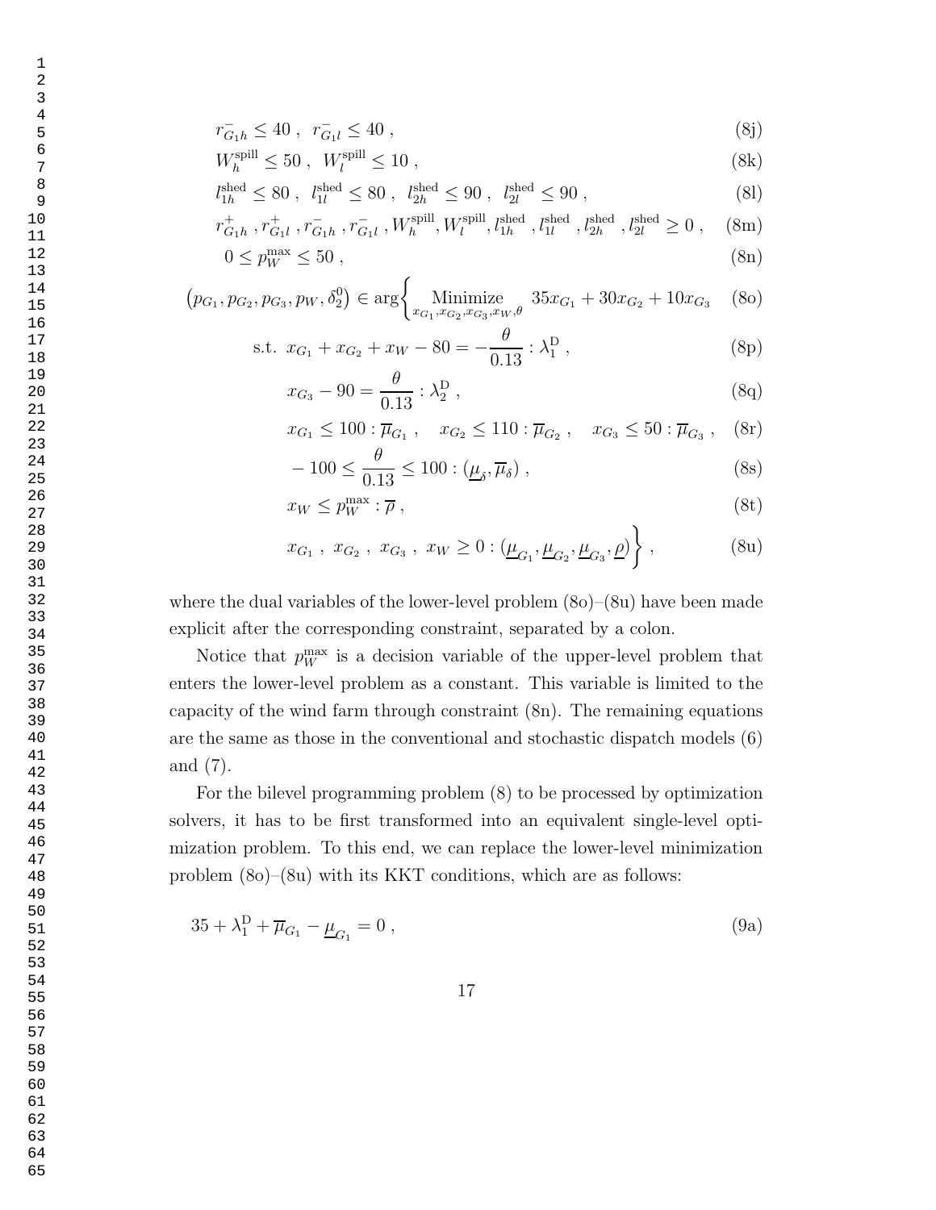$$r^{-}_{G_1h} \leq 40 \;,\;\; r^{-}_{G_1l} \leq 40 \;, \tag{8j}$$

$$W^{\text{spill}}_{h} \leq 50 \;,\;\; W^{\text{spill}}_{l} \leq 10 \;, \tag{8k}$$

$$l^{\text{shed}}_{1h} \leq 80 \;,\;\; l^{\text{shed}}_{1l} \leq 80 \;,\;\; l^{\text{shed}}_{2h} \leq 90 \;,\;\; l^{\text{shed}}_{2l} \leq 90 \;, \tag{8l}$$

$$r^{+}_{G_1h} \,, r^{+}_{G_1l} \,, r^{-}_{G_1h} \,, r^{-}_{G_1l} \,, W^{\text{spill}}_{h}, W^{\text{spill}}_{l}, l^{\text{shed}}_{1h} \,, l^{\text{shed}}_{1l} \,, l^{\text{shed}}_{2h} \,, l^{\text{shed}}_{2l} \geq 0 \;, \tag{8m}$$

$$0 \leq p^{\max}_{W} \leq 50 \;, \tag{8n}$$

$$\left(p_{G_1}, p_{G_2}, p_{G_3}, p_W, \delta^0_2\right) \in \arg\left\{ \underset{x_{G_1}, x_{G_2}, x_{G_3}, x_W, \theta}{\text{Minimize}} \;\; 35x_{G_1} + 30x_{G_2} + 10x_{G_3} \right. \tag{8o}$$

$$\text{s.t.} \;\; x_{G_1} + x_{G_2} + x_W - 80 = -\frac{\theta}{0.13} : \lambda^{\text{D}}_1 \;, \tag{8p}$$

$$x_{G_3} - 90 = \frac{\theta}{0.13} : \lambda^{\text{D}}_2 \;, \tag{8q}$$

$$x_{G_1} \leq 100 : \overline{\mu}_{G_1} \;, \quad x_{G_2} \leq 110 : \overline{\mu}_{G_2} \;, \quad x_{G_3} \leq 50 : \overline{\mu}_{G_3} \;, \tag{8r}$$

$$-100 \leq \frac{\theta}{0.13} \leq 100 : (\underline{\mu}_{\delta}, \overline{\mu}_{\delta}) \;, \tag{8s}$$

$$x_W \leq p^{\max}_{W} : \overline{\rho} \;, \tag{8t}$$

$$\left. x_{G_1} \;,\; x_{G_2} \;,\; x_{G_3} \;,\; x_W \geq 0 : (\underline{\mu}_{G_1}, \underline{\mu}_{G_2}, \underline{\mu}_{G_3}, \underline{\rho}) \right\} \;, \tag{8u}$$

where the dual variables of the lower-level problem (8o)–(8u) have been made explicit after the corresponding constraint, separated by a colon.

Notice that $p^{\max}_{W}$ is a decision variable of the upper-level problem that enters the lower-level problem as a constant. This variable is limited to the capacity of the wind farm through constraint (8n). The remaining equations are the same as those in the conventional and stochastic dispatch models (6) and (7).

For the bilevel programming problem (8) to be processed by optimization solvers, it has to be first transformed into an equivalent single-level optimization problem. To this end, we can replace the lower-level minimization problem (8o)–(8u) with its KKT conditions, which are as follows:

$$35 + \lambda^{\text{D}}_1 + \overline{\mu}_{G_1} - \underline{\mu}_{G_1} = 0 \;, \tag{9a}$$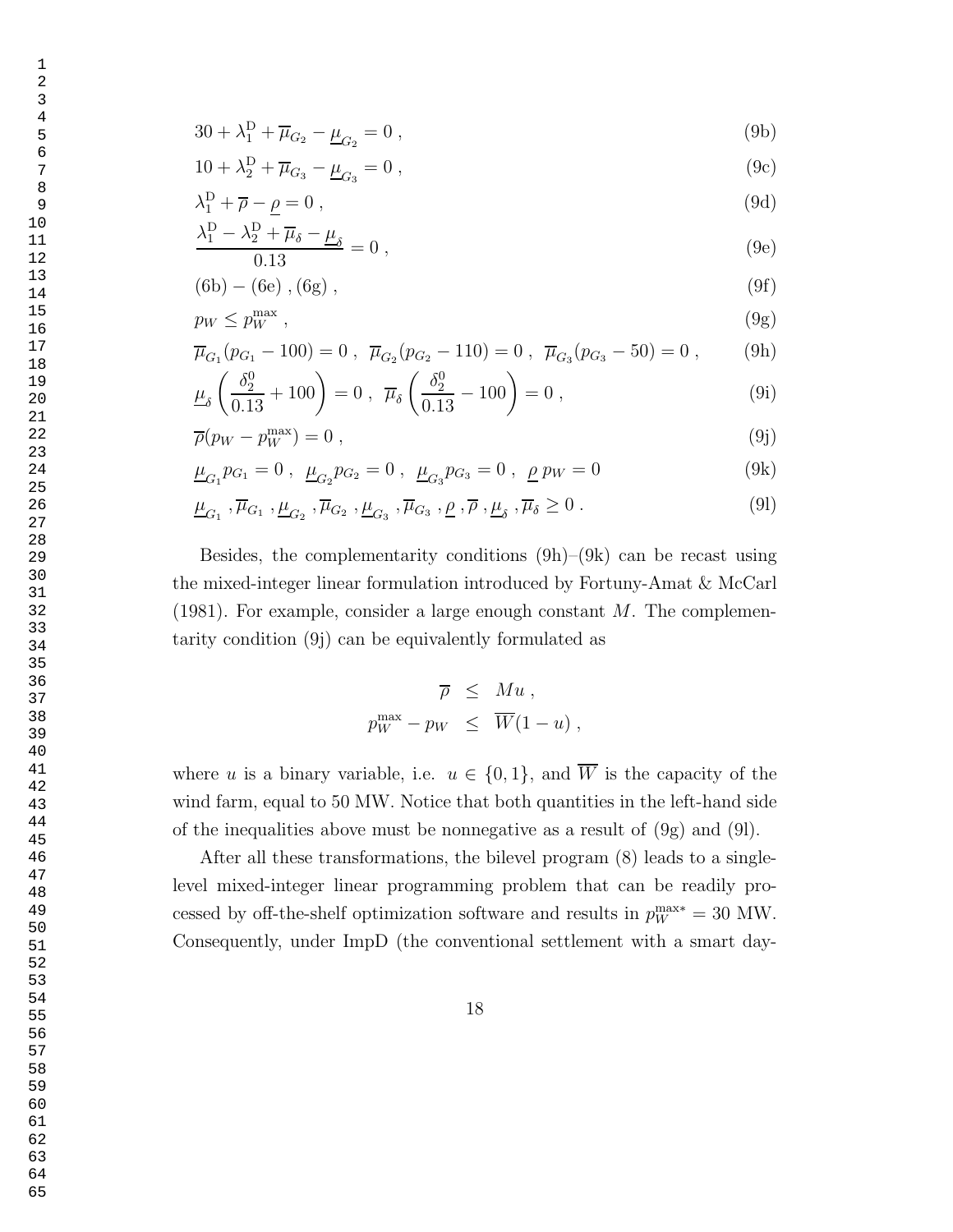$$30 + \lambda_1^{\mathrm{D}} + \overline{\mu}_{G_2} - \underline{\mu}_{G_2} = 0 \; , \tag{9b}$$

$$10 + \lambda_2^{\mathrm{D}} + \overline{\mu}_{G_3} - \underline{\mu}_{G_3} = 0 \; , \tag{9c}$$

$$\lambda_1^{\mathrm{D}} + \overline{\rho} - \underline{\rho} = 0 \; , \tag{9d}$$

$$\frac{\lambda_1^{\mathrm{D}} - \lambda_2^{\mathrm{D}} + \overline{\mu}_{\delta} - \underline{\mu}_{\delta}}{0.13} = 0 \; , \tag{9e}$$

$$(6\mathrm{b}) - (6\mathrm{e}) \; , (6\mathrm{g}) \; , \tag{9f}$$

$$p_W \leq p_W^{\max} \; , \tag{9g}$$

$$\overline{\mu}_{G_1}(p_{G_1} - 100) = 0 \; , \;\; \overline{\mu}_{G_2}(p_{G_2} - 110) = 0 \; , \;\; \overline{\mu}_{G_3}(p_{G_3} - 50) = 0 \; , \tag{9h}$$

$$\underline{\mu}_{\delta}\left(\frac{\delta_2^0}{0.13} + 100\right) = 0 \; , \;\; \overline{\mu}_{\delta}\left(\frac{\delta_2^0}{0.13} - 100\right) = 0 \; , \tag{9i}$$

$$\overline{\rho}(p_W - p_W^{\max}) = 0 \; , \tag{9j}$$

$$\underline{\mu}_{G_1} p_{G_1} = 0 \; , \;\; \underline{\mu}_{G_2} p_{G_2} = 0 \; , \;\; \underline{\mu}_{G_3} p_{G_3} = 0 \; , \;\; \underline{\rho}\, p_W = 0 \tag{9k}$$

$$\underline{\mu}_{G_1}, \overline{\mu}_{G_1}, \underline{\mu}_{G_2}, \overline{\mu}_{G_2}, \underline{\mu}_{G_3}, \overline{\mu}_{G_3}, \underline{\rho}, \overline{\rho}, \underline{\mu}_{\delta}, \overline{\mu}_{\delta} \geq 0 \; . \tag{9l}$$

Besides, the complementarity conditions (9h)–(9k) can be recast using the mixed-integer linear formulation introduced by Fortuny-Amat & McCarl (1981). For example, consider a large enough constant $M$. The complementarity condition (9j) can be equivalently formulated as

$$\begin{aligned} \overline{\rho} &\leq Mu \; , \\ p_W^{\max} - p_W &\leq \overline{W}(1-u) \; , \end{aligned}$$

where $u$ is a binary variable, i.e. $u \in \{0, 1\}$, and $\overline{W}$ is the capacity of the wind farm, equal to 50 MW. Notice that both quantities in the left-hand side of the inequalities above must be nonnegative as a result of (9g) and (9l).

After all these transformations, the bilevel program (8) leads to a single-level mixed-integer linear programming problem that can be readily processed by off-the-shelf optimization software and results in $p_W^{\max *} = 30$ MW. Consequently, under ImpD (the conventional settlement with a smart day-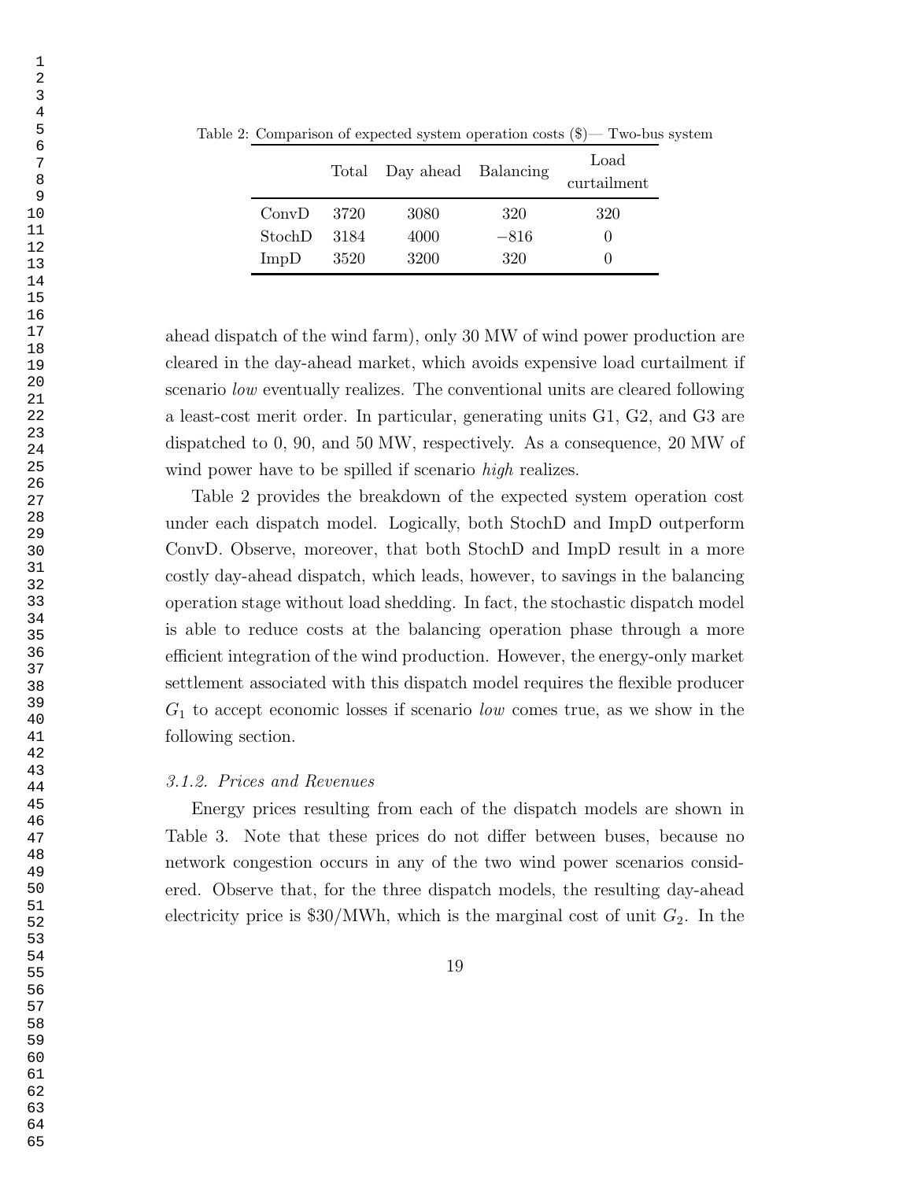Table 2: Comparison of expected system operation costs ($)— Two-bus system

| | Total | Day ahead | Balancing | Load curtailment |
|---|---|---|---|---|
| ConvD | 3720 | 3080 | 320 | 320 |
| StochD | 3184 | 4000 | −816 | 0 |
| ImpD | 3520 | 3200 | 320 | 0 |

ahead dispatch of the wind farm), only 30 MW of wind power production are cleared in the day-ahead market, which avoids expensive load curtailment if scenario *low* eventually realizes. The conventional units are cleared following a least-cost merit order. In particular, generating units G1, G2, and G3 are dispatched to 0, 90, and 50 MW, respectively. As a consequence, 20 MW of wind power have to be spilled if scenario *high* realizes.

Table 2 provides the breakdown of the expected system operation cost under each dispatch model. Logically, both StochD and ImpD outperform ConvD. Observe, moreover, that both StochD and ImpD result in a more costly day-ahead dispatch, which leads, however, to savings in the balancing operation stage without load shedding. In fact, the stochastic dispatch model is able to reduce costs at the balancing operation phase through a more efficient integration of the wind production. However, the energy-only market settlement associated with this dispatch model requires the flexible producer $G_1$ to accept economic losses if scenario *low* comes true, as we show in the following section.

### *3.1.2. Prices and Revenues*

Energy prices resulting from each of the dispatch models are shown in Table 3. Note that these prices do not differ between buses, because no network congestion occurs in any of the two wind power scenarios considered. Observe that, for the three dispatch models, the resulting day-ahead electricity price is $30/MWh, which is the marginal cost of unit $G_2$. In the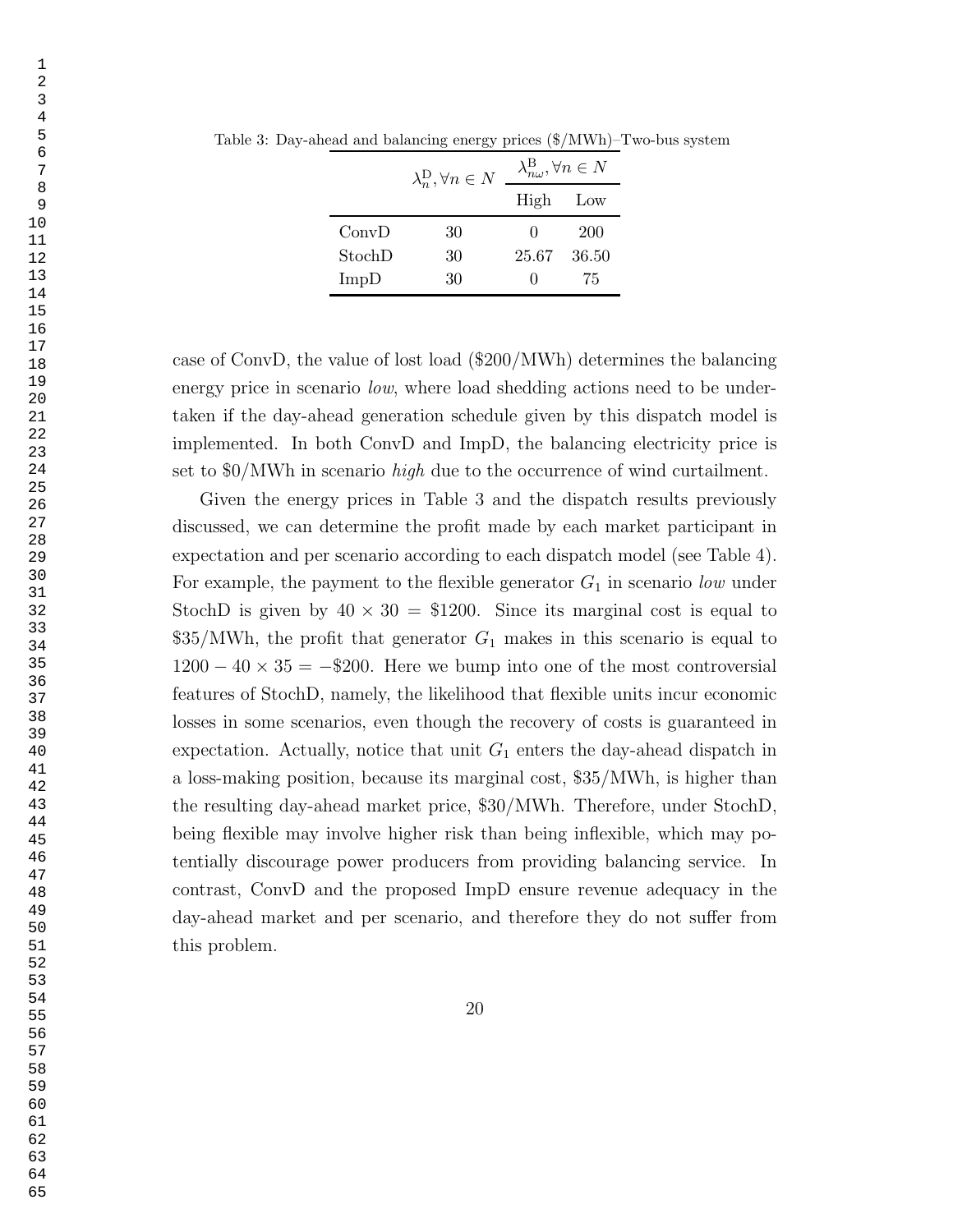Table 3: Day-ahead and balancing energy prices (\$/MWh)–Two-bus system

| | $\lambda_n^{\mathrm{D}}, \forall n \in N$ | $\lambda_{n\omega}^{\mathrm{B}}, \forall n \in N$ | |
|---|---|---|---|
| | | High | Low |
| ConvD | 30 | 0 | 200 |
| StochD | 30 | 25.67 | 36.50 |
| ImpD | 30 | 0 | 75 |

case of ConvD, the value of lost load (\$200/MWh) determines the balancing energy price in scenario *low*, where load shedding actions need to be undertaken if the day-ahead generation schedule given by this dispatch model is implemented. In both ConvD and ImpD, the balancing electricity price is set to \$0/MWh in scenario *high* due to the occurrence of wind curtailment.

Given the energy prices in Table 3 and the dispatch results previously discussed, we can determine the profit made by each market participant in expectation and per scenario according to each dispatch model (see Table 4). For example, the payment to the flexible generator $G_1$ in scenario *low* under StochD is given by $40 \times 30 = \$1200$. Since its marginal cost is equal to \$35/MWh, the profit that generator $G_1$ makes in this scenario is equal to $1200 - 40 \times 35 = -\$200$. Here we bump into one of the most controversial features of StochD, namely, the likelihood that flexible units incur economic losses in some scenarios, even though the recovery of costs is guaranteed in expectation. Actually, notice that unit $G_1$ enters the day-ahead dispatch in a loss-making position, because its marginal cost, \$35/MWh, is higher than the resulting day-ahead market price, \$30/MWh. Therefore, under StochD, being flexible may involve higher risk than being inflexible, which may potentially discourage power producers from providing balancing service. In contrast, ConvD and the proposed ImpD ensure revenue adequacy in the day-ahead market and per scenario, and therefore they do not suffer from this problem.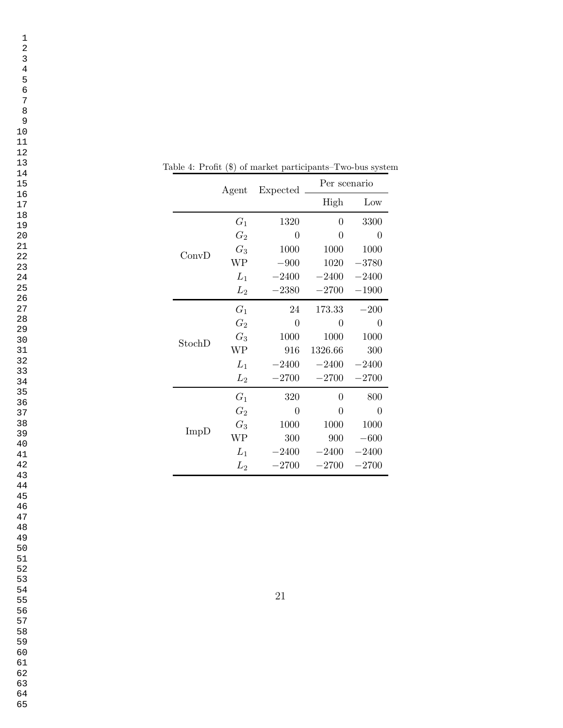Table 4: Profit ($) of market participants–Two-bus system

| | Agent | Expected | Per scenario | |
|---|---|---|---|---|
| | | | High | Low |
| ConvD | $G_1$ | 1320 | 0 | 3300 |
| | $G_2$ | 0 | 0 | 0 |
| | $G_3$ | 1000 | 1000 | 1000 |
| | WP | $-900$ | 1020 | $-3780$ |
| | $L_1$ | $-2400$ | $-2400$ | $-2400$ |
| | $L_2$ | $-2380$ | $-2700$ | $-1900$ |
| StochD | $G_1$ | 24 | 173.33 | $-200$ |
| | $G_2$ | 0 | 0 | 0 |
| | $G_3$ | 1000 | 1000 | 1000 |
| | WP | 916 | 1326.66 | 300 |
| | $L_1$ | $-2400$ | $-2400$ | $-2400$ |
| | $L_2$ | $-2700$ | $-2700$ | $-2700$ |
| ImpD | $G_1$ | 320 | 0 | 800 |
| | $G_2$ | 0 | 0 | 0 |
| | $G_3$ | 1000 | 1000 | 1000 |
| | WP | 300 | 900 | $-600$ |
| | $L_1$ | $-2400$ | $-2400$ | $-2400$ |
| | $L_2$ | $-2700$ | $-2700$ | $-2700$ |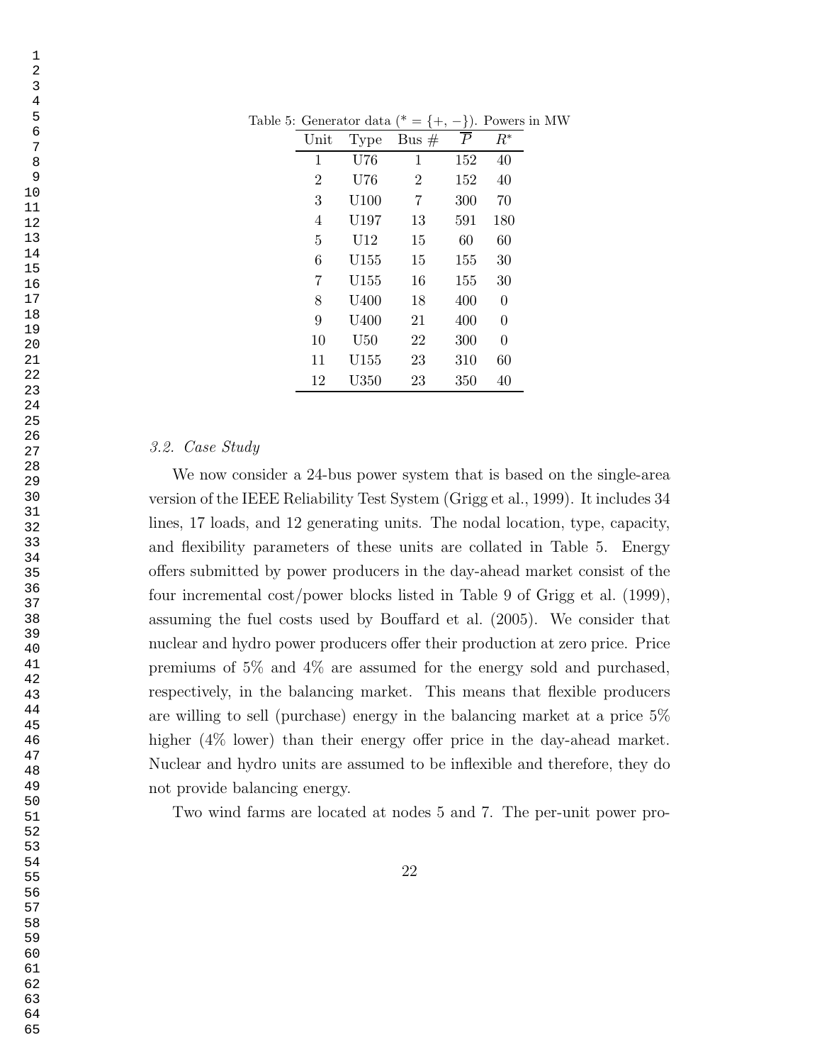Table 5: Generator data ($* = \{+, -\}$). Powers in MW

| Unit | Type | Bus # | $\overline{P}$ | $R^*$ |
|---|---|---|---|---|
| 1 | U76 | 1 | 152 | 40 |
| 2 | U76 | 2 | 152 | 40 |
| 3 | U100 | 7 | 300 | 70 |
| 4 | U197 | 13 | 591 | 180 |
| 5 | U12 | 15 | 60 | 60 |
| 6 | U155 | 15 | 155 | 30 |
| 7 | U155 | 16 | 155 | 30 |
| 8 | U400 | 18 | 400 | 0 |
| 9 | U400 | 21 | 400 | 0 |
| 10 | U50 | 22 | 300 | 0 |
| 11 | U155 | 23 | 310 | 60 |
| 12 | U350 | 23 | 350 | 40 |

### *3.2. Case Study*

We now consider a 24-bus power system that is based on the single-area version of the IEEE Reliability Test System (Grigg et al., 1999). It includes 34 lines, 17 loads, and 12 generating units. The nodal location, type, capacity, and flexibility parameters of these units are collated in Table 5. Energy offers submitted by power producers in the day-ahead market consist of the four incremental cost/power blocks listed in Table 9 of Grigg et al. (1999), assuming the fuel costs used by Bouffard et al. (2005). We consider that nuclear and hydro power producers offer their production at zero price. Price premiums of 5% and 4% are assumed for the energy sold and purchased, respectively, in the balancing market. This means that flexible producers are willing to sell (purchase) energy in the balancing market at a price 5% higher (4% lower) than their energy offer price in the day-ahead market. Nuclear and hydro units are assumed to be inflexible and therefore, they do not provide balancing energy.

Two wind farms are located at nodes 5 and 7. The per-unit power pro-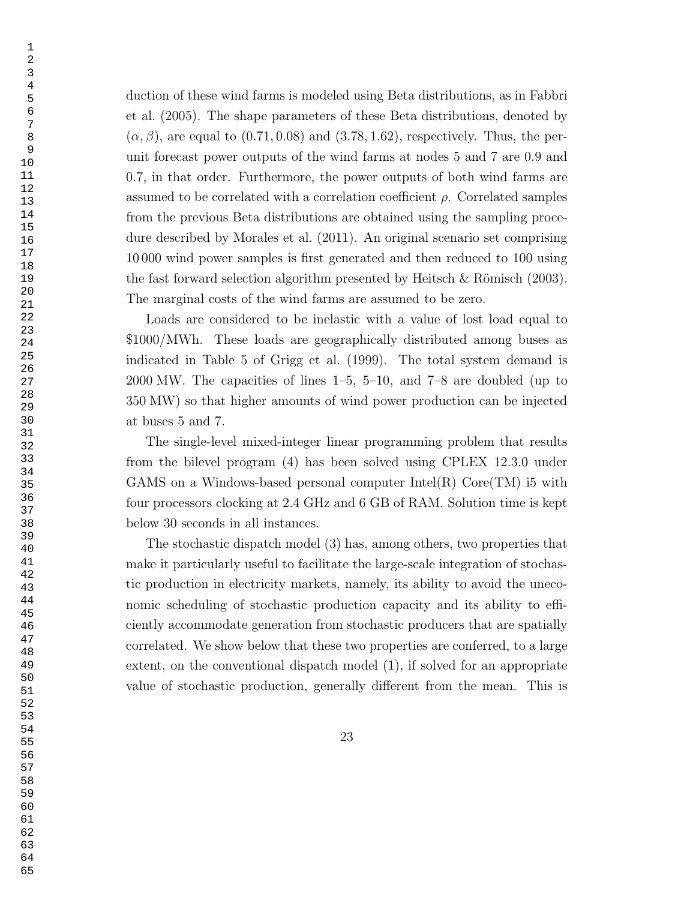duction of these wind farms is modeled using Beta distributions, as in Fabbri et al. (2005). The shape parameters of these Beta distributions, denoted by $(\alpha, \beta)$, are equal to $(0.71, 0.08)$ and $(3.78, 1.62)$, respectively. Thus, the per-unit forecast power outputs of the wind farms at nodes 5 and 7 are 0.9 and 0.7, in that order. Furthermore, the power outputs of both wind farms are assumed to be correlated with a correlation coefficient $\rho$. Correlated samples from the previous Beta distributions are obtained using the sampling procedure described by Morales et al. (2011). An original scenario set comprising 10 000 wind power samples is first generated and then reduced to 100 using the fast forward selection algorithm presented by Heitsch & Römisch (2003). The marginal costs of the wind farms are assumed to be zero.

Loads are considered to be inelastic with a value of lost load equal to \$1000/MWh. These loads are geographically distributed among buses as indicated in Table 5 of Grigg et al. (1999). The total system demand is 2000 MW. The capacities of lines 1–5, 5–10, and 7–8 are doubled (up to 350 MW) so that higher amounts of wind power production can be injected at buses 5 and 7.

The single-level mixed-integer linear programming problem that results from the bilevel program (4) has been solved using CPLEX 12.3.0 under GAMS on a Windows-based personal computer Intel(R) Core(TM) i5 with four processors clocking at 2.4 GHz and 6 GB of RAM. Solution time is kept below 30 seconds in all instances.

The stochastic dispatch model (3) has, among others, two properties that make it particularly useful to facilitate the large-scale integration of stochastic production in electricity markets, namely, its ability to avoid the uneconomic scheduling of stochastic production capacity and its ability to efficiently accommodate generation from stochastic producers that are spatially correlated. We show below that these two properties are conferred, to a large extent, on the conventional dispatch model (1), if solved for an appropriate value of stochastic production, generally different from the mean. This is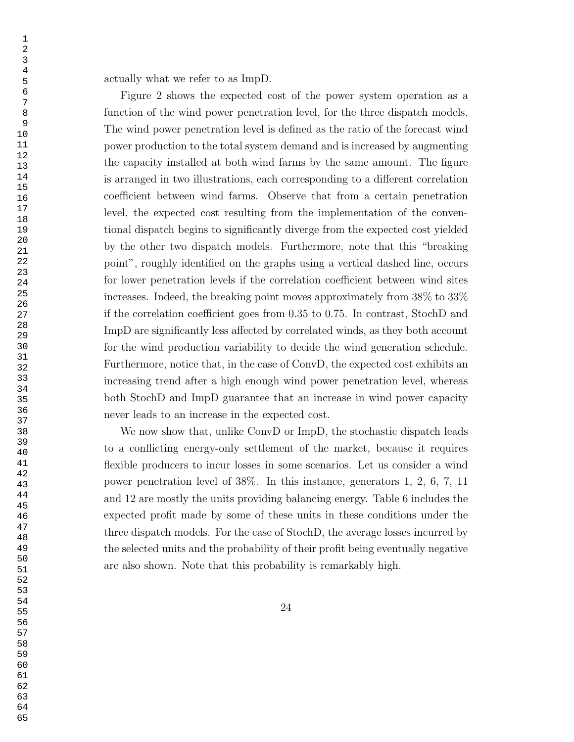actually what we refer to as ImpD.

Figure 2 shows the expected cost of the power system operation as a function of the wind power penetration level, for the three dispatch models. The wind power penetration level is defined as the ratio of the forecast wind power production to the total system demand and is increased by augmenting the capacity installed at both wind farms by the same amount. The figure is arranged in two illustrations, each corresponding to a different correlation coefficient between wind farms. Observe that from a certain penetration level, the expected cost resulting from the implementation of the conventional dispatch begins to significantly diverge from the expected cost yielded by the other two dispatch models. Furthermore, note that this "breaking point", roughly identified on the graphs using a vertical dashed line, occurs for lower penetration levels if the correlation coefficient between wind sites increases. Indeed, the breaking point moves approximately from 38% to 33% if the correlation coefficient goes from 0.35 to 0.75. In contrast, StochD and ImpD are significantly less affected by correlated winds, as they both account for the wind production variability to decide the wind generation schedule. Furthermore, notice that, in the case of ConvD, the expected cost exhibits an increasing trend after a high enough wind power penetration level, whereas both StochD and ImpD guarantee that an increase in wind power capacity never leads to an increase in the expected cost.

We now show that, unlike ConvD or ImpD, the stochastic dispatch leads to a conflicting energy-only settlement of the market, because it requires flexible producers to incur losses in some scenarios. Let us consider a wind power penetration level of 38%. In this instance, generators 1, 2, 6, 7, 11 and 12 are mostly the units providing balancing energy. Table 6 includes the expected profit made by some of these units in these conditions under the three dispatch models. For the case of StochD, the average losses incurred by the selected units and the probability of their profit being eventually negative are also shown. Note that this probability is remarkably high.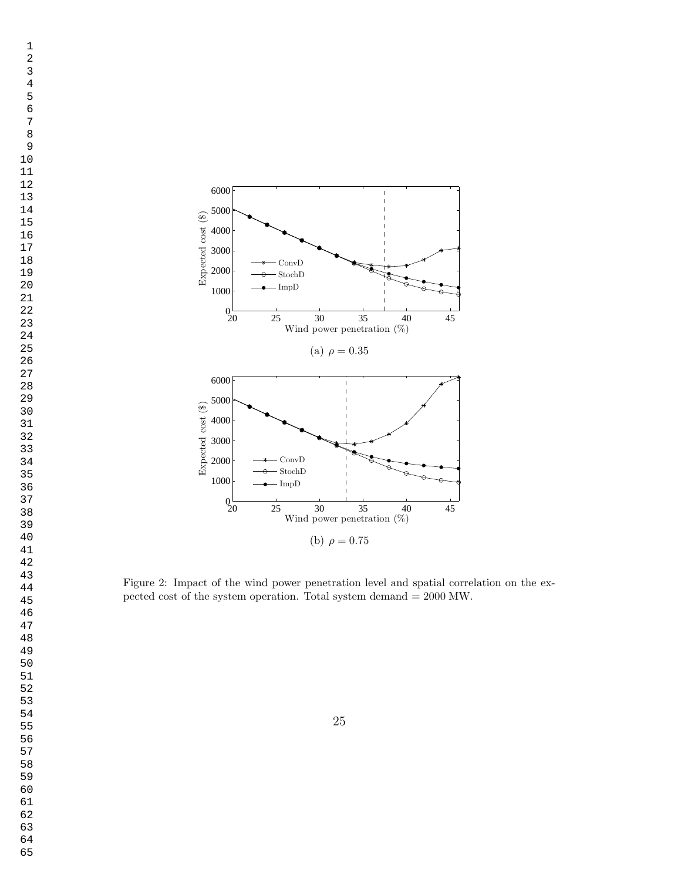(a) $\rho = 0.35$

(b) $\rho = 0.75$

Figure 2: Impact of the wind power penetration level and spatial correlation on the expected cost of the system operation. Total system demand = 2000 MW.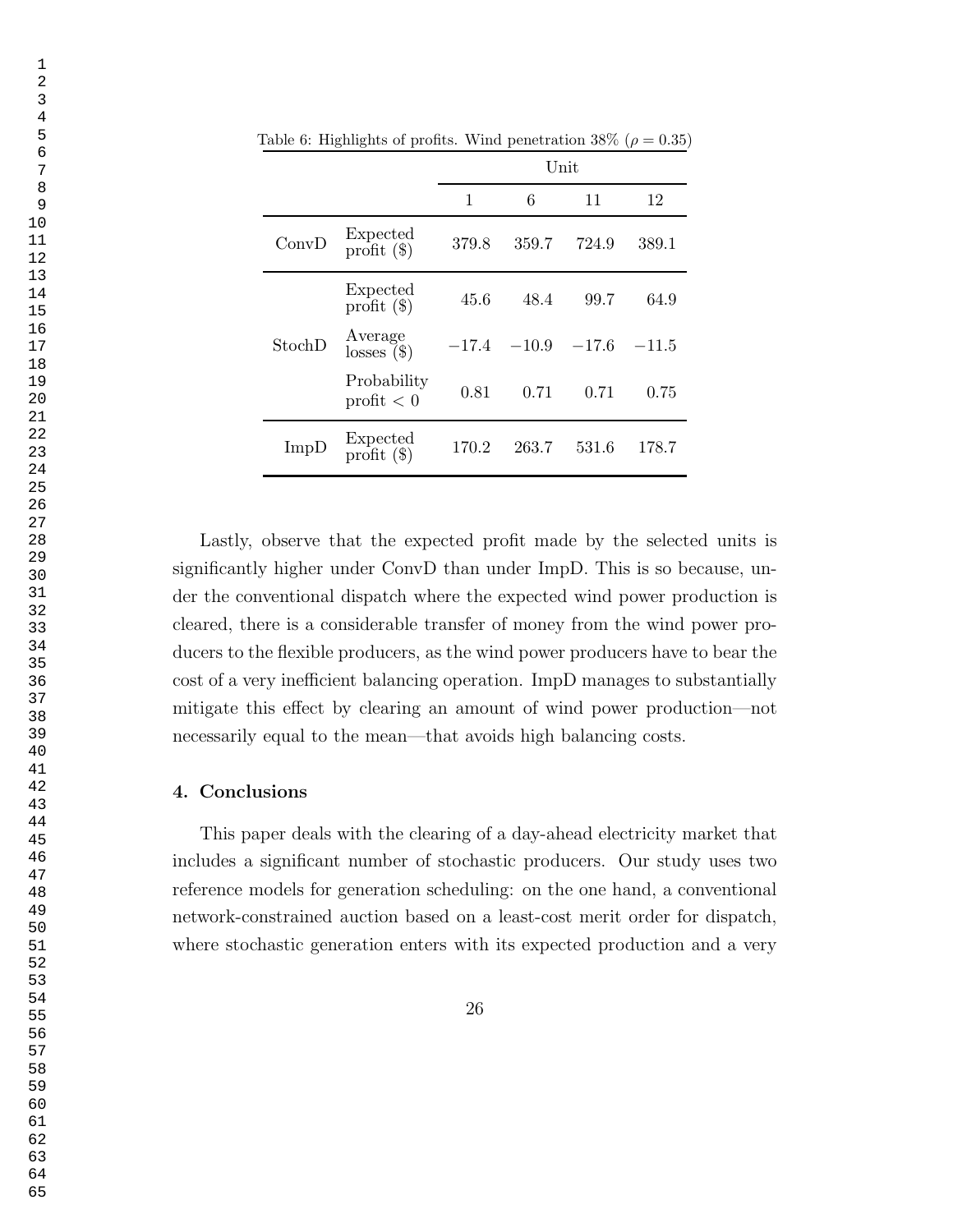Table 6: Highlights of profits. Wind penetration 38% ($\rho = 0.35$)

| | | Unit | | | |
|---|---|---|---|---|---|
| | | 1 | 6 | 11 | 12 |
| ConvD | Expected profit ($) | 379.8 | 359.7 | 724.9 | 389.1 |
| StochD | Expected profit ($) | 45.6 | 48.4 | 99.7 | 64.9 |
| | Average losses ($) | −17.4 | −10.9 | −17.6 | −11.5 |
| | Probability profit $< 0$ | 0.81 | 0.71 | 0.71 | 0.75 |
| ImpD | Expected profit ($) | 170.2 | 263.7 | 531.6 | 178.7 |

Lastly, observe that the expected profit made by the selected units is significantly higher under ConvD than under ImpD. This is so because, under the conventional dispatch where the expected wind power production is cleared, there is a considerable transfer of money from the wind power producers to the flexible producers, as the wind power producers have to bear the cost of a very inefficient balancing operation. ImpD manages to substantially mitigate this effect by clearing an amount of wind power production—not necessarily equal to the mean—that avoids high balancing costs.

## 4. Conclusions

This paper deals with the clearing of a day-ahead electricity market that includes a significant number of stochastic producers. Our study uses two reference models for generation scheduling: on the one hand, a conventional network-constrained auction based on a least-cost merit order for dispatch, where stochastic generation enters with its expected production and a very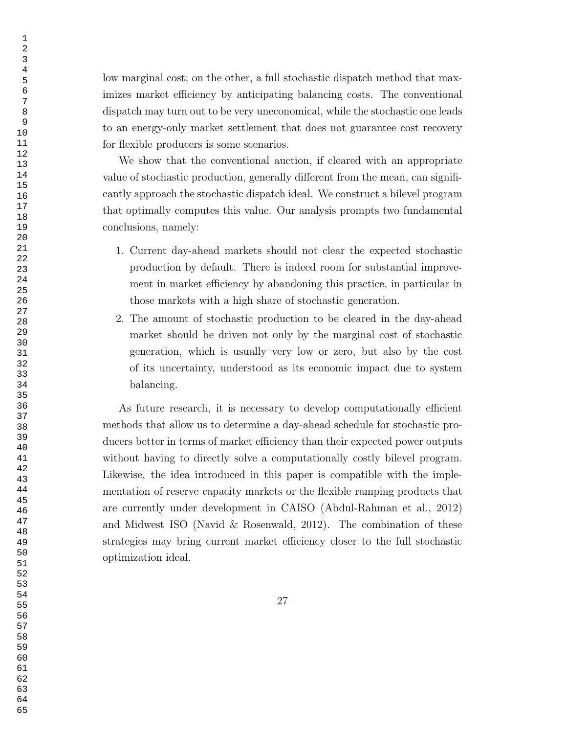low marginal cost; on the other, a full stochastic dispatch method that maximizes market efficiency by anticipating balancing costs. The conventional dispatch may turn out to be very uneconomical, while the stochastic one leads to an energy-only market settlement that does not guarantee cost recovery for flexible producers is some scenarios.

We show that the conventional auction, if cleared with an appropriate value of stochastic production, generally different from the mean, can significantly approach the stochastic dispatch ideal. We construct a bilevel program that optimally computes this value. Our analysis prompts two fundamental conclusions, namely:

1. Current day-ahead markets should not clear the expected stochastic production by default. There is indeed room for substantial improvement in market efficiency by abandoning this practice, in particular in those markets with a high share of stochastic generation.
2. The amount of stochastic production to be cleared in the day-ahead market should be driven not only by the marginal cost of stochastic generation, which is usually very low or zero, but also by the cost of its uncertainty, understood as its economic impact due to system balancing.

As future research, it is necessary to develop computationally efficient methods that allow us to determine a day-ahead schedule for stochastic producers better in terms of market efficiency than their expected power outputs without having to directly solve a computationally costly bilevel program. Likewise, the idea introduced in this paper is compatible with the implementation of reserve capacity markets or the flexible ramping products that are currently under development in CAISO (Abdul-Rahman et al., 2012) and Midwest ISO (Navid & Rosenwald, 2012). The combination of these strategies may bring current market efficiency closer to the full stochastic optimization ideal.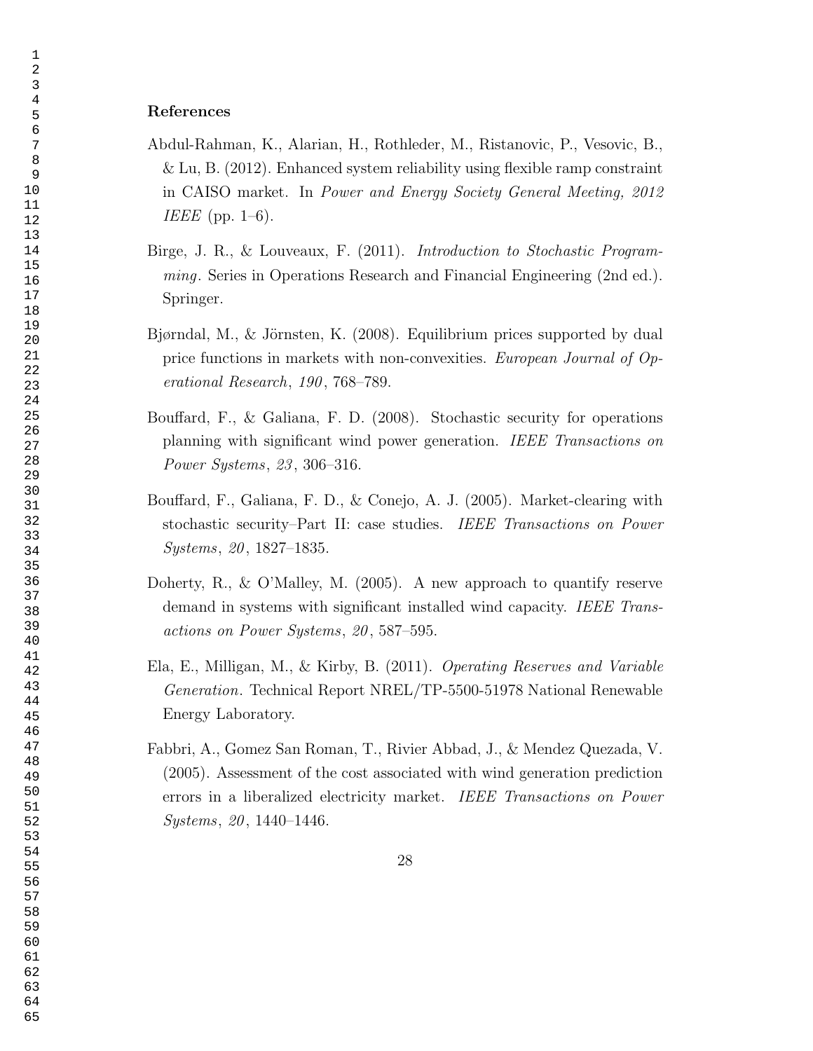## References

Abdul-Rahman, K., Alarian, H., Rothleder, M., Ristanovic, P., Vesovic, B., & Lu, B. (2012). Enhanced system reliability using flexible ramp constraint in CAISO market. In *Power and Energy Society General Meeting, 2012 IEEE* (pp. 1–6).

Birge, J. R., & Louveaux, F. (2011). *Introduction to Stochastic Programming*. Series in Operations Research and Financial Engineering (2nd ed.). Springer.

Bjørndal, M., & Jörnsten, K. (2008). Equilibrium prices supported by dual price functions in markets with non-convexities. *European Journal of Operational Research*, *190*, 768–789.

Bouffard, F., & Galiana, F. D. (2008). Stochastic security for operations planning with significant wind power generation. *IEEE Transactions on Power Systems*, *23*, 306–316.

Bouffard, F., Galiana, F. D., & Conejo, A. J. (2005). Market-clearing with stochastic security–Part II: case studies. *IEEE Transactions on Power Systems*, *20*, 1827–1835.

Doherty, R., & O'Malley, M. (2005). A new approach to quantify reserve demand in systems with significant installed wind capacity. *IEEE Transactions on Power Systems*, *20*, 587–595.

Ela, E., Milligan, M., & Kirby, B. (2011). *Operating Reserves and Variable Generation*. Technical Report NREL/TP-5500-51978 National Renewable Energy Laboratory.

Fabbri, A., Gomez San Roman, T., Rivier Abbad, J., & Mendez Quezada, V. (2005). Assessment of the cost associated with wind generation prediction errors in a liberalized electricity market. *IEEE Transactions on Power Systems*, *20*, 1440–1446.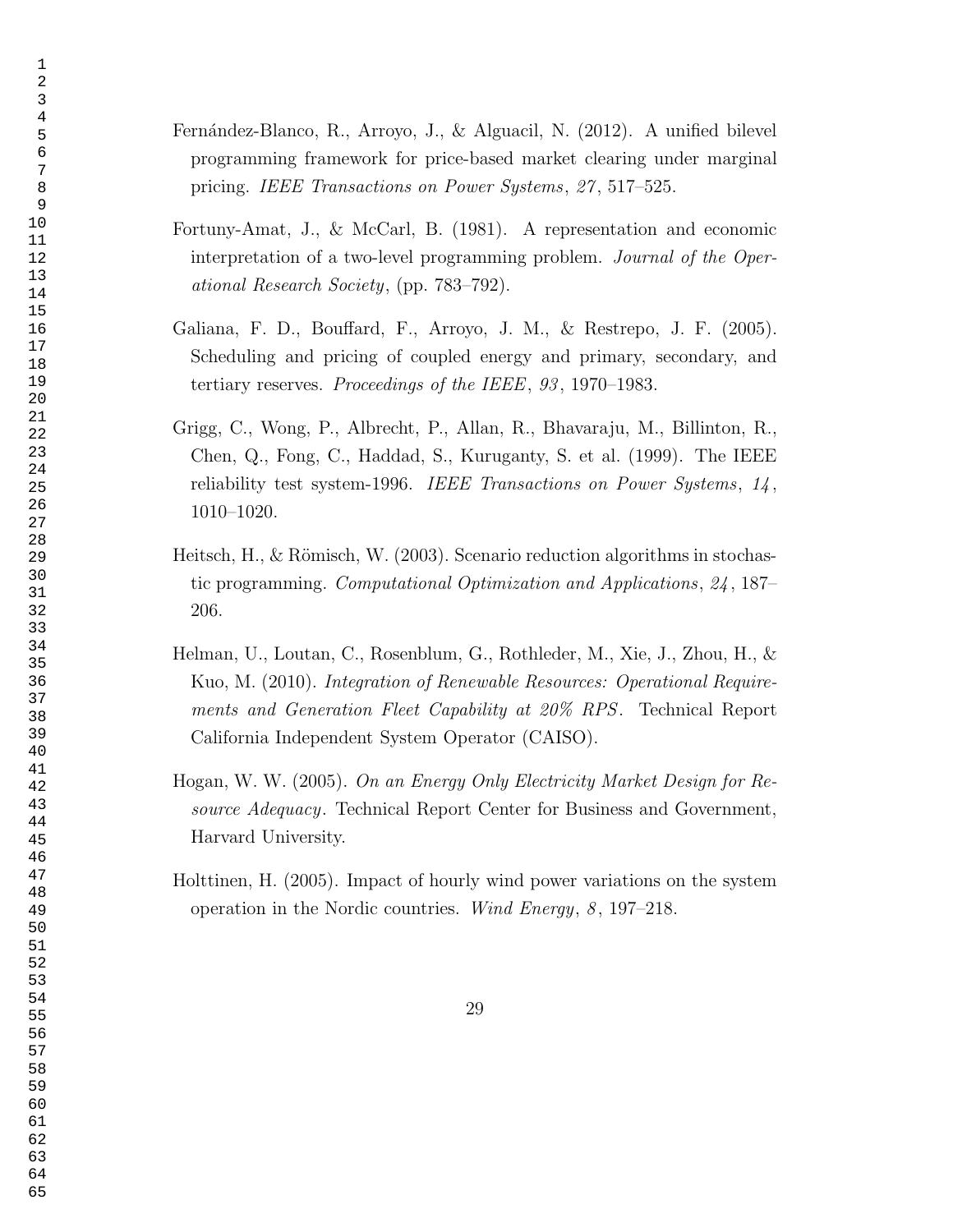Fernández-Blanco, R., Arroyo, J., & Alguacil, N. (2012). A unified bilevel programming framework for price-based market clearing under marginal pricing. *IEEE Transactions on Power Systems*, *27*, 517–525.

Fortuny-Amat, J., & McCarl, B. (1981). A representation and economic interpretation of a two-level programming problem. *Journal of the Operational Research Society*, (pp. 783–792).

Galiana, F. D., Bouffard, F., Arroyo, J. M., & Restrepo, J. F. (2005). Scheduling and pricing of coupled energy and primary, secondary, and tertiary reserves. *Proceedings of the IEEE*, *93*, 1970–1983.

Grigg, C., Wong, P., Albrecht, P., Allan, R., Bhavaraju, M., Billinton, R., Chen, Q., Fong, C., Haddad, S., Kuruganty, S. et al. (1999). The IEEE reliability test system-1996. *IEEE Transactions on Power Systems*, *14*, 1010–1020.

Heitsch, H., & Römisch, W. (2003). Scenario reduction algorithms in stochastic programming. *Computational Optimization and Applications*, *24*, 187–206.

Helman, U., Loutan, C., Rosenblum, G., Rothleder, M., Xie, J., Zhou, H., & Kuo, M. (2010). *Integration of Renewable Resources: Operational Requirements and Generation Fleet Capability at 20% RPS*. Technical Report California Independent System Operator (CAISO).

Hogan, W. W. (2005). *On an Energy Only Electricity Market Design for Resource Adequacy*. Technical Report Center for Business and Government, Harvard University.

Holttinen, H. (2005). Impact of hourly wind power variations on the system operation in the Nordic countries. *Wind Energy*, *8*, 197–218.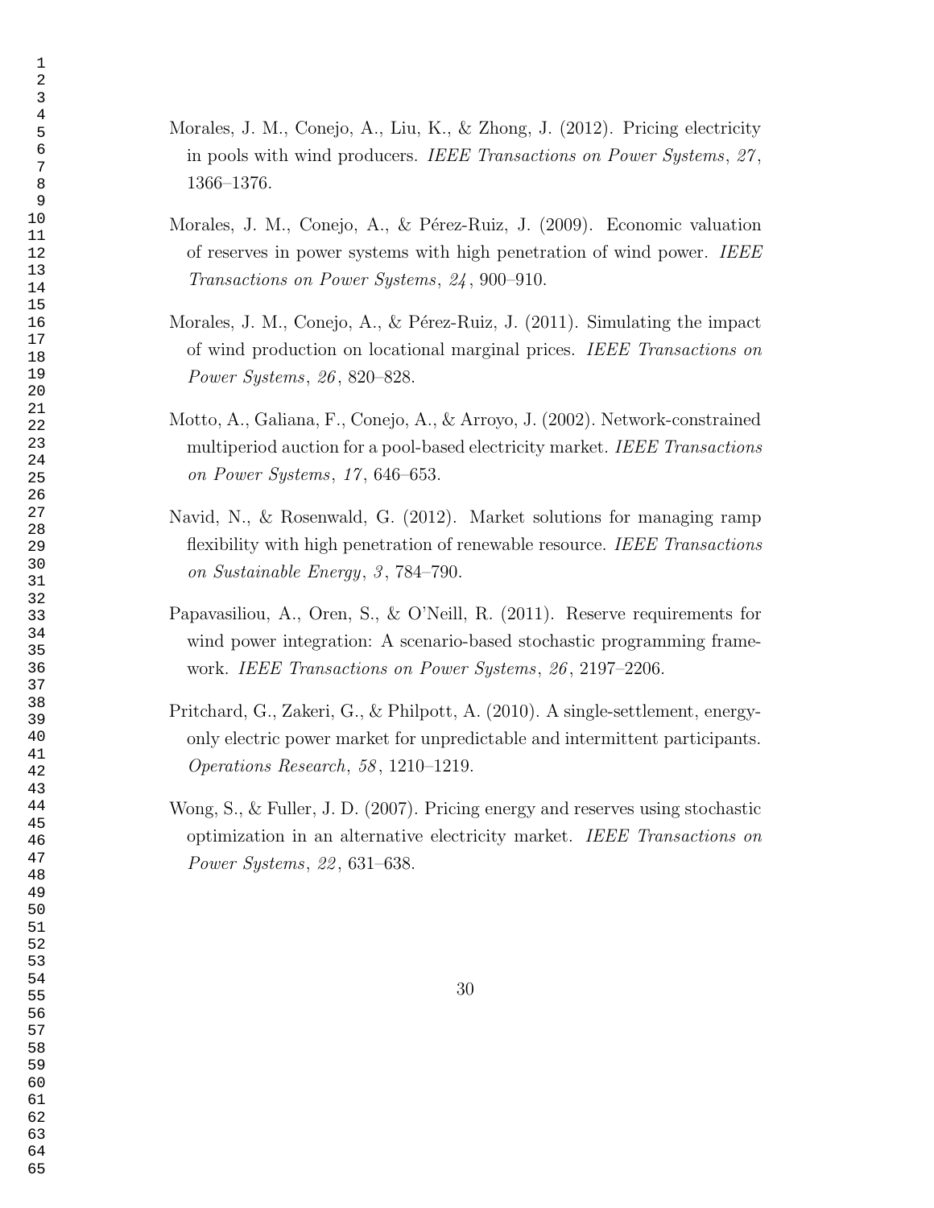Morales, J. M., Conejo, A., Liu, K., & Zhong, J. (2012). Pricing electricity in pools with wind producers. *IEEE Transactions on Power Systems*, *27*, 1366–1376.

Morales, J. M., Conejo, A., & Pérez-Ruiz, J. (2009). Economic valuation of reserves in power systems with high penetration of wind power. *IEEE Transactions on Power Systems*, *24*, 900–910.

Morales, J. M., Conejo, A., & Pérez-Ruiz, J. (2011). Simulating the impact of wind production on locational marginal prices. *IEEE Transactions on Power Systems*, *26*, 820–828.

Motto, A., Galiana, F., Conejo, A., & Arroyo, J. (2002). Network-constrained multiperiod auction for a pool-based electricity market. *IEEE Transactions on Power Systems*, *17*, 646–653.

Navid, N., & Rosenwald, G. (2012). Market solutions for managing ramp flexibility with high penetration of renewable resource. *IEEE Transactions on Sustainable Energy*, *3*, 784–790.

Papavasiliou, A., Oren, S., & O'Neill, R. (2011). Reserve requirements for wind power integration: A scenario-based stochastic programming framework. *IEEE Transactions on Power Systems*, *26*, 2197–2206.

Pritchard, G., Zakeri, G., & Philpott, A. (2010). A single-settlement, energy-only electric power market for unpredictable and intermittent participants. *Operations Research*, *58*, 1210–1219.

Wong, S., & Fuller, J. D. (2007). Pricing energy and reserves using stochastic optimization in an alternative electricity market. *IEEE Transactions on Power Systems*, *22*, 631–638.